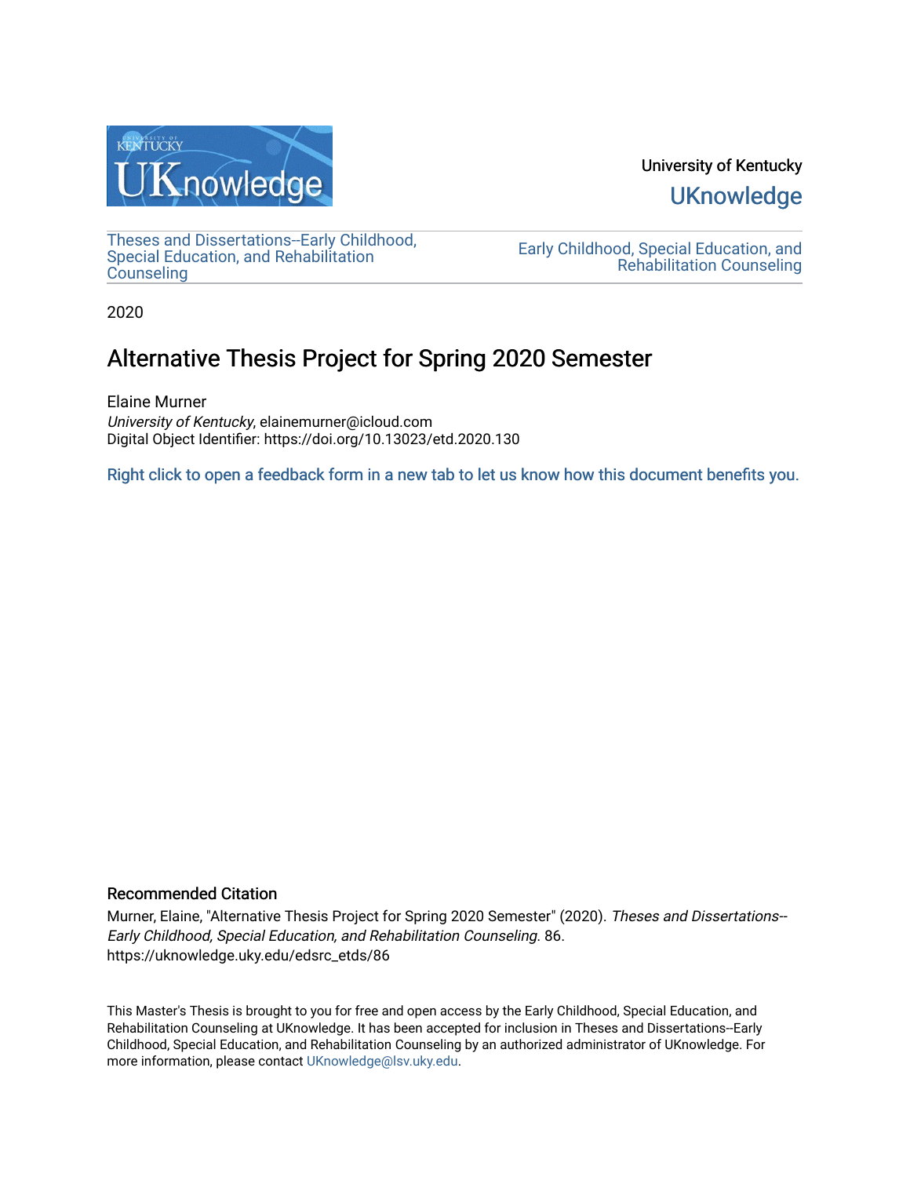University of Kentucky

UKnowledge

Theses and Dissertations--Early Childhood, Special Education, and Rehabilitation Counseling

Early Childhood, Special Education, and Rehabilitation Counseling

2020

# Alternative Thesis Project for Spring 2020 Semester

Elaine Murner

*University of Kentucky*, elainemurner@icloud.com

Digital Object Identifier: https://doi.org/10.13023/etd.2020.130

Right click to open a feedback form in a new tab to let us know how this document benefits you.

## Recommended Citation

Murner, Elaine, "Alternative Thesis Project for Spring 2020 Semester" (2020). *Theses and Dissertations--Early Childhood, Special Education, and Rehabilitation Counseling*. 86.
https://uknowledge.uky.edu/edsrc_etds/86

This Master's Thesis is brought to you for free and open access by the Early Childhood, Special Education, and Rehabilitation Counseling at UKnowledge. It has been accepted for inclusion in Theses and Dissertations--Early Childhood, Special Education, and Rehabilitation Counseling by an authorized administrator of UKnowledge. For more information, please contact UKnowledge@lsv.uky.edu.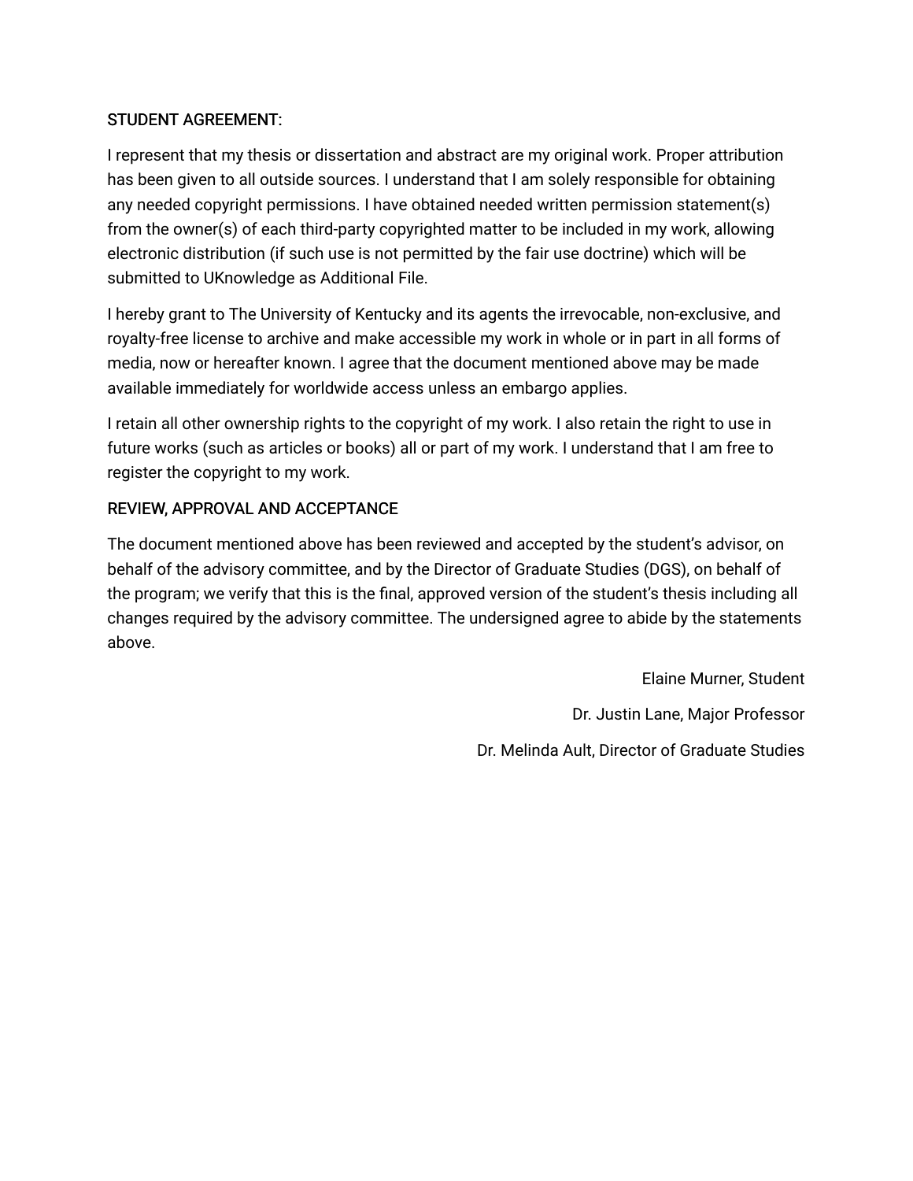## STUDENT AGREEMENT:

I represent that my thesis or dissertation and abstract are my original work. Proper attribution has been given to all outside sources. I understand that I am solely responsible for obtaining any needed copyright permissions. I have obtained needed written permission statement(s) from the owner(s) of each third-party copyrighted matter to be included in my work, allowing electronic distribution (if such use is not permitted by the fair use doctrine) which will be submitted to UKnowledge as Additional File.

I hereby grant to The University of Kentucky and its agents the irrevocable, non-exclusive, and royalty-free license to archive and make accessible my work in whole or in part in all forms of media, now or hereafter known. I agree that the document mentioned above may be made available immediately for worldwide access unless an embargo applies.

I retain all other ownership rights to the copyright of my work. I also retain the right to use in future works (such as articles or books) all or part of my work. I understand that I am free to register the copyright to my work.

## REVIEW, APPROVAL AND ACCEPTANCE

The document mentioned above has been reviewed and accepted by the student's advisor, on behalf of the advisory committee, and by the Director of Graduate Studies (DGS), on behalf of the program; we verify that this is the final, approved version of the student's thesis including all changes required by the advisory committee. The undersigned agree to abide by the statements above.

Elaine Murner, Student

Dr. Justin Lane, Major Professor

Dr. Melinda Ault, Director of Graduate Studies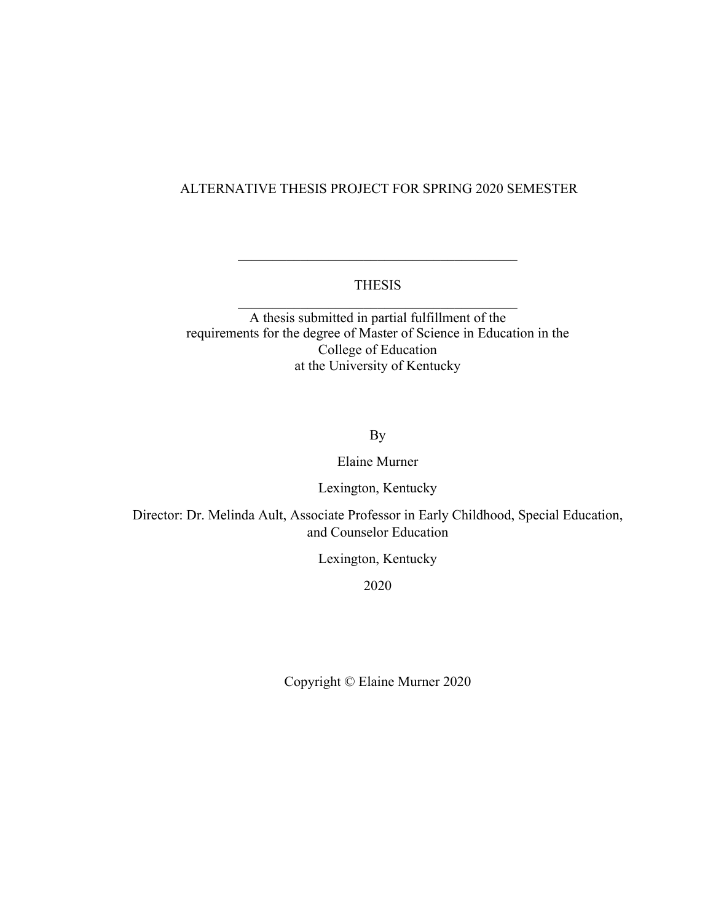ALTERNATIVE THESIS PROJECT FOR SPRING 2020 SEMESTER

---

THESIS

---

A thesis submitted in partial fulfillment of the requirements for the degree of Master of Science in Education in the College of Education at the University of Kentucky

By

Elaine Murner

Lexington, Kentucky

Director: Dr. Melinda Ault, Associate Professor in Early Childhood, Special Education, and Counselor Education

Lexington, Kentucky

2020

Copyright © Elaine Murner 2020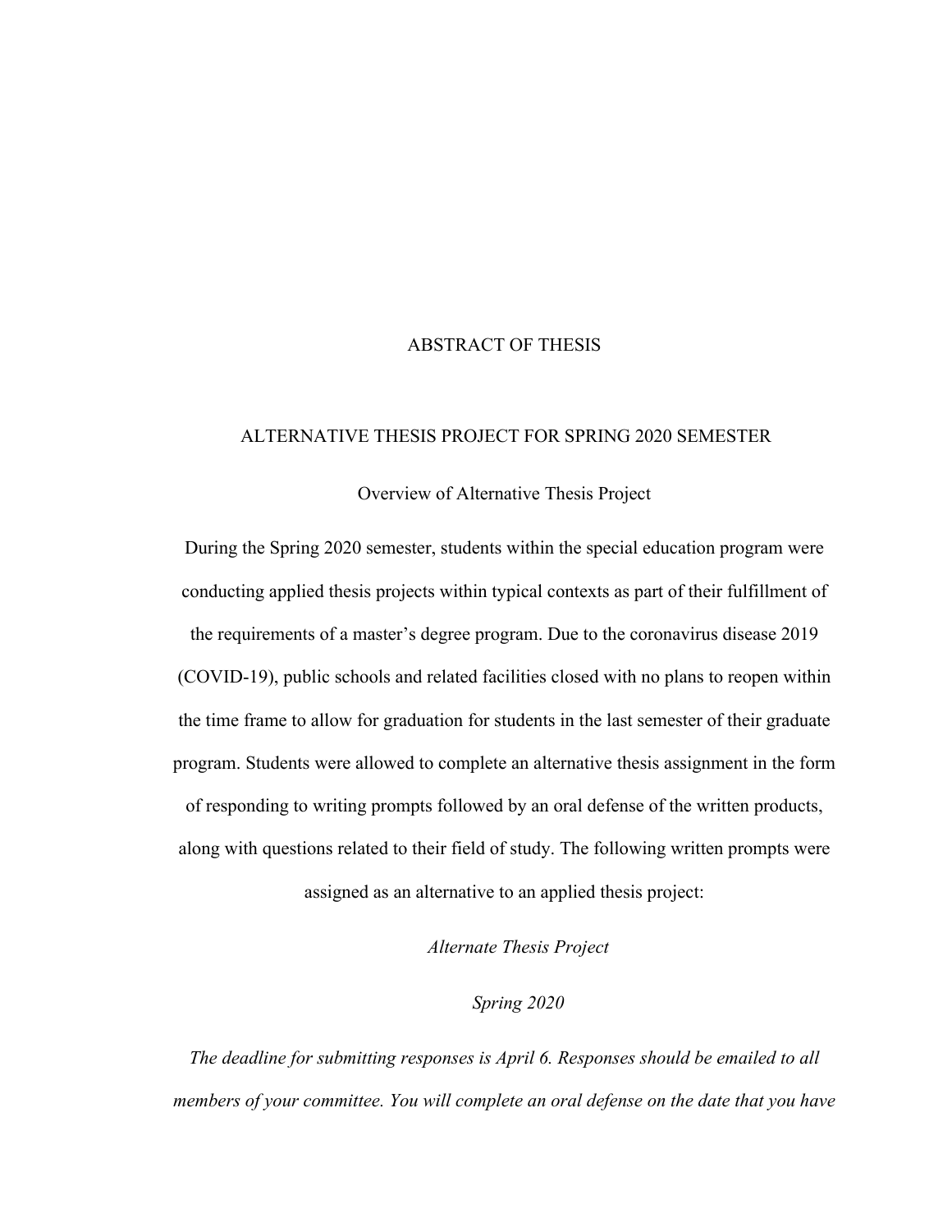# ABSTRACT OF THESIS

## ALTERNATIVE THESIS PROJECT FOR SPRING 2020 SEMESTER

### Overview of Alternative Thesis Project

During the Spring 2020 semester, students within the special education program were conducting applied thesis projects within typical contexts as part of their fulfillment of the requirements of a master's degree program. Due to the coronavirus disease 2019 (COVID-19), public schools and related facilities closed with no plans to reopen within the time frame to allow for graduation for students in the last semester of their graduate program. Students were allowed to complete an alternative thesis assignment in the form of responding to writing prompts followed by an oral defense of the written products, along with questions related to their field of study. The following written prompts were assigned as an alternative to an applied thesis project:

*Alternate Thesis Project*

*Spring 2020*

*The deadline for submitting responses is April 6. Responses should be emailed to all members of your committee. You will complete an oral defense on the date that you have*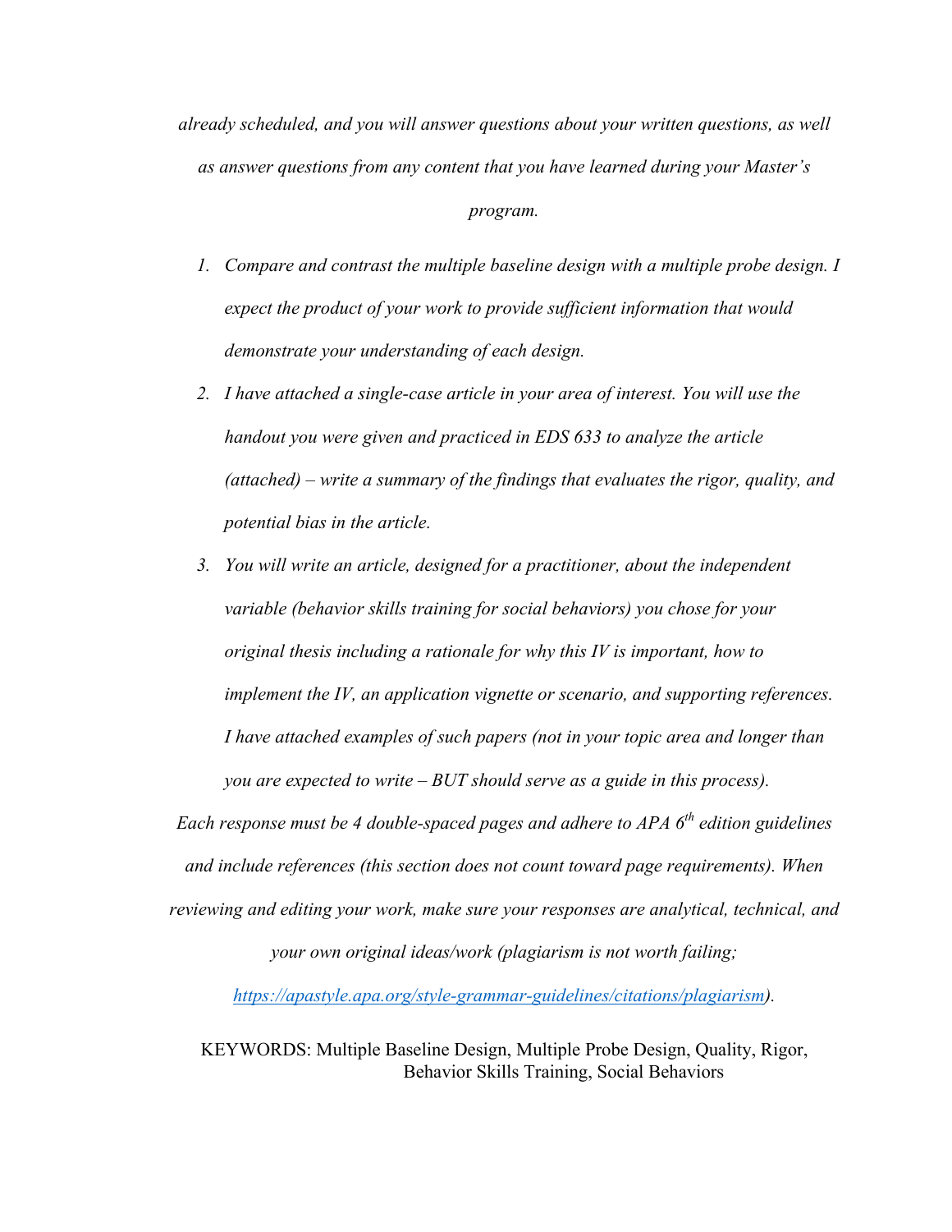*already scheduled, and you will answer questions about your written questions, as well as answer questions from any content that you have learned during your Master's program.*

1. *Compare and contrast the multiple baseline design with a multiple probe design. I expect the product of your work to provide sufficient information that would demonstrate your understanding of each design.*
2. *I have attached a single-case article in your area of interest. You will use the handout you were given and practiced in EDS 633 to analyze the article (attached) – write a summary of the findings that evaluates the rigor, quality, and potential bias in the article.*
3. *You will write an article, designed for a practitioner, about the independent variable (behavior skills training for social behaviors) you chose for your original thesis including a rationale for why this IV is important, how to implement the IV, an application vignette or scenario, and supporting references. I have attached examples of such papers (not in your topic area and longer than you are expected to write – BUT should serve as a guide in this process).*

*Each response must be 4 double-spaced pages and adhere to APA 6th edition guidelines and include references (this section does not count toward page requirements). When reviewing and editing your work, make sure your responses are analytical, technical, and your own original ideas/work (plagiarism is not worth failing; [https://apastyle.apa.org/style-grammar-guidelines/citations/plagiarism](https://apastyle.apa.org/style-grammar-guidelines/citations/plagiarism)).*

KEYWORDS: Multiple Baseline Design, Multiple Probe Design, Quality, Rigor, Behavior Skills Training, Social Behaviors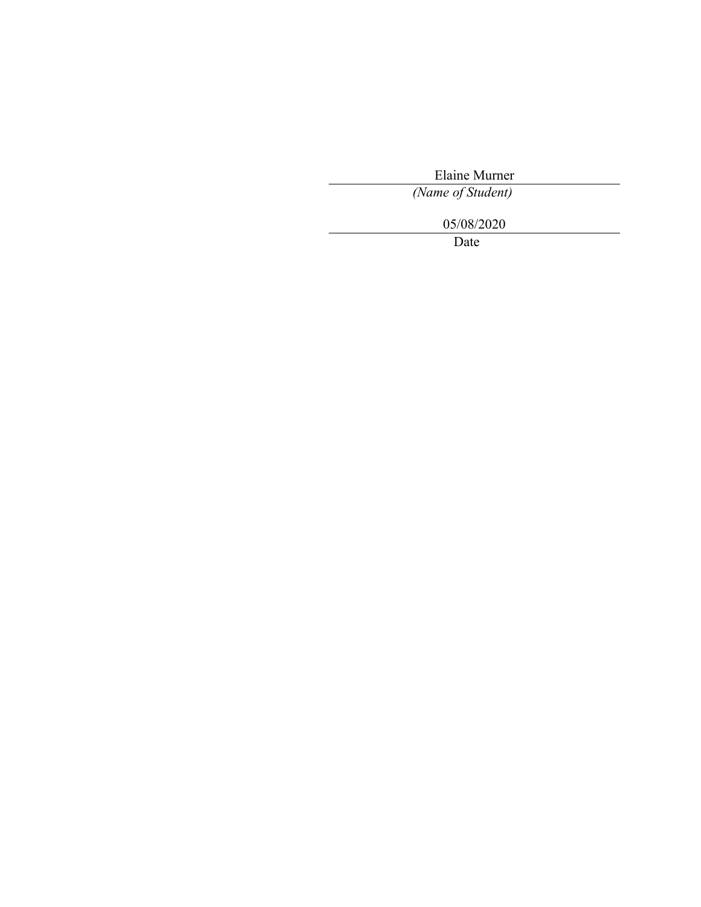Elaine Murner

*(Name of Student)*

05/08/2020

Date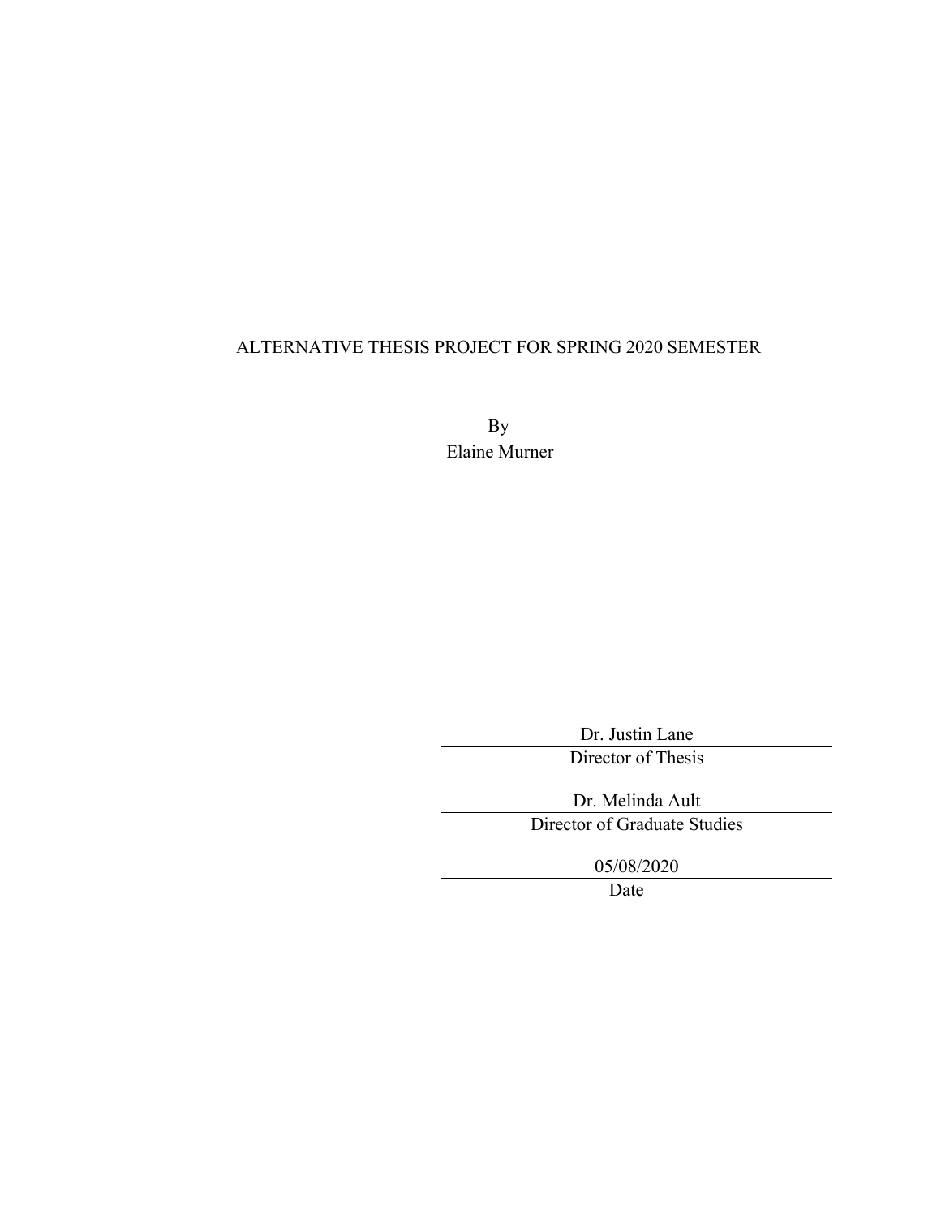ALTERNATIVE THESIS PROJECT FOR SPRING 2020 SEMESTER

By

Elaine Murner

Dr. Justin Lane

Director of Thesis

Dr. Melinda Ault

Director of Graduate Studies

05/08/2020

Date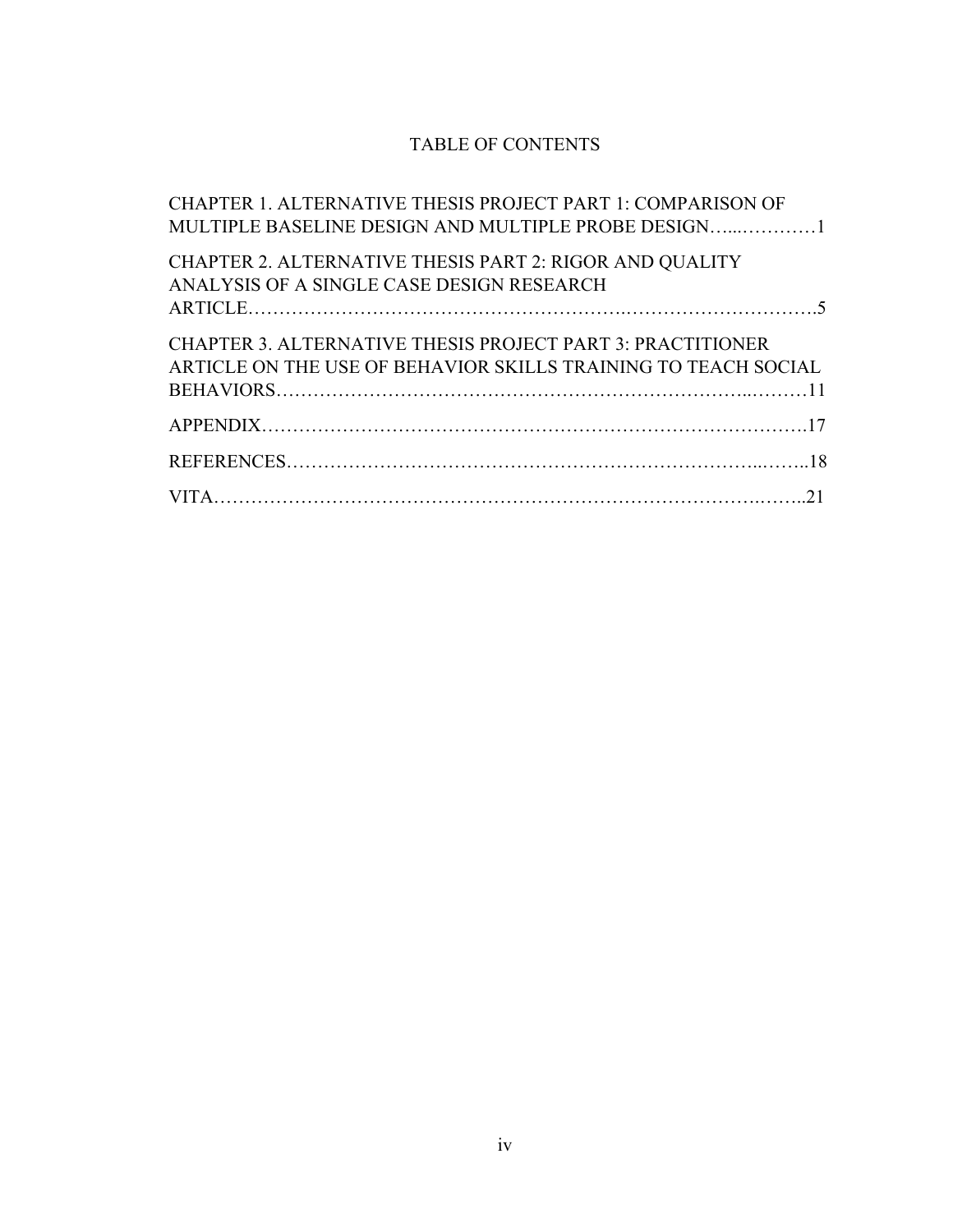# TABLE OF CONTENTS

CHAPTER 1. ALTERNATIVE THESIS PROJECT PART 1: COMPARISON OF MULTIPLE BASELINE DESIGN AND MULTIPLE PROBE DESIGN…...…………1

CHAPTER 2. ALTERNATIVE THESIS PART 2: RIGOR AND QUALITY ANALYSIS OF A SINGLE CASE DESIGN RESEARCH ARTICLE…………………………………………….……………….……….5

CHAPTER 3. ALTERNATIVE THESIS PROJECT PART 3: PRACTITIONER ARTICLE ON THE USE OF BEHAVIOR SKILLS TRAINING TO TEACH SOCIAL BEHAVIORS…………………………………………………………………..………11

APPENDIX……………………………………………………………………………….17

REFERENCES…………………………………………………………………...……..18

VITA……………………………………………………….……………….……….…...21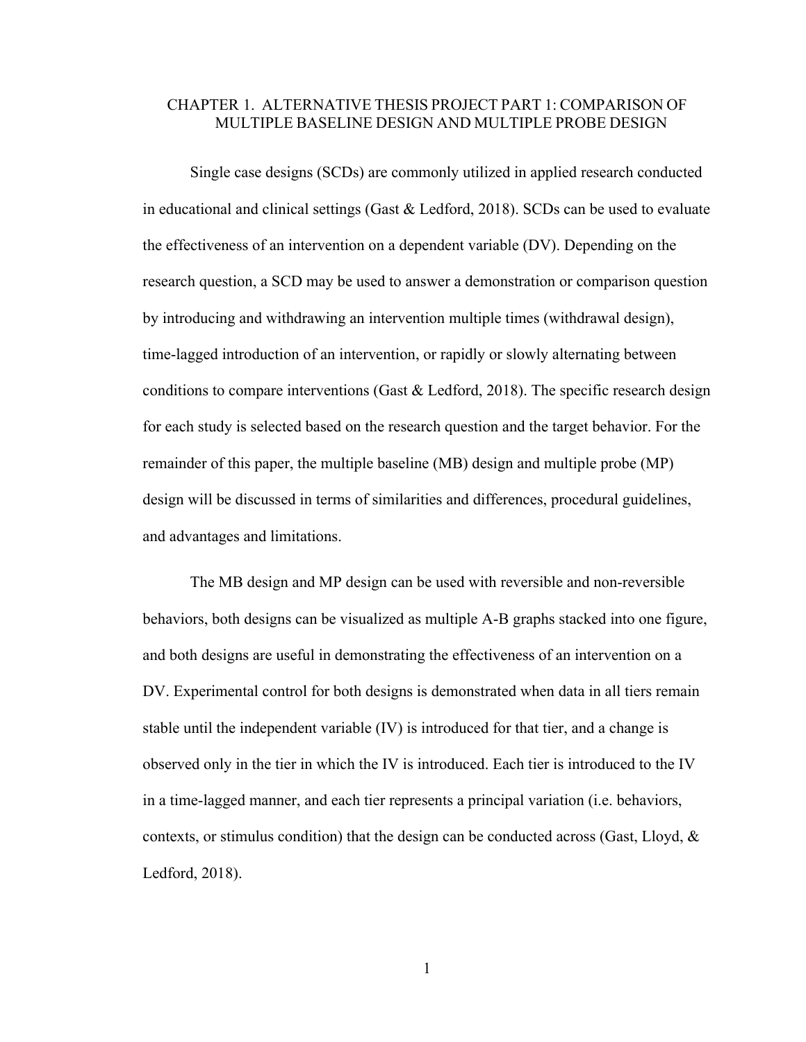# CHAPTER 1. ALTERNATIVE THESIS PROJECT PART 1: COMPARISON OF MULTIPLE BASELINE DESIGN AND MULTIPLE PROBE DESIGN

Single case designs (SCDs) are commonly utilized in applied research conducted in educational and clinical settings (Gast & Ledford, 2018). SCDs can be used to evaluate the effectiveness of an intervention on a dependent variable (DV). Depending on the research question, a SCD may be used to answer a demonstration or comparison question by introducing and withdrawing an intervention multiple times (withdrawal design), time-lagged introduction of an intervention, or rapidly or slowly alternating between conditions to compare interventions (Gast & Ledford, 2018). The specific research design for each study is selected based on the research question and the target behavior. For the remainder of this paper, the multiple baseline (MB) design and multiple probe (MP) design will be discussed in terms of similarities and differences, procedural guidelines, and advantages and limitations.

The MB design and MP design can be used with reversible and non-reversible behaviors, both designs can be visualized as multiple A-B graphs stacked into one figure, and both designs are useful in demonstrating the effectiveness of an intervention on a DV. Experimental control for both designs is demonstrated when data in all tiers remain stable until the independent variable (IV) is introduced for that tier, and a change is observed only in the tier in which the IV is introduced. Each tier is introduced to the IV in a time-lagged manner, and each tier represents a principal variation (i.e. behaviors, contexts, or stimulus condition) that the design can be conducted across (Gast, Lloyd, & Ledford, 2018).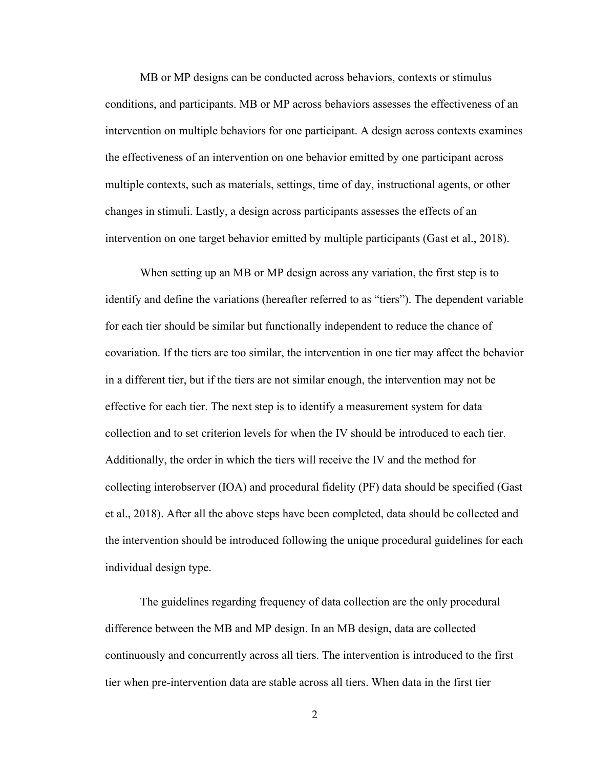MB or MP designs can be conducted across behaviors, contexts or stimulus conditions, and participants. MB or MP across behaviors assesses the effectiveness of an intervention on multiple behaviors for one participant. A design across contexts examines the effectiveness of an intervention on one behavior emitted by one participant across multiple contexts, such as materials, settings, time of day, instructional agents, or other changes in stimuli. Lastly, a design across participants assesses the effects of an intervention on one target behavior emitted by multiple participants (Gast et al., 2018).

When setting up an MB or MP design across any variation, the first step is to identify and define the variations (hereafter referred to as "tiers"). The dependent variable for each tier should be similar but functionally independent to reduce the chance of covariation. If the tiers are too similar, the intervention in one tier may affect the behavior in a different tier, but if the tiers are not similar enough, the intervention may not be effective for each tier. The next step is to identify a measurement system for data collection and to set criterion levels for when the IV should be introduced to each tier. Additionally, the order in which the tiers will receive the IV and the method for collecting interobserver (IOA) and procedural fidelity (PF) data should be specified (Gast et al., 2018). After all the above steps have been completed, data should be collected and the intervention should be introduced following the unique procedural guidelines for each individual design type.

The guidelines regarding frequency of data collection are the only procedural difference between the MB and MP design. In an MB design, data are collected continuously and concurrently across all tiers. The intervention is introduced to the first tier when pre-intervention data are stable across all tiers. When data in the first tier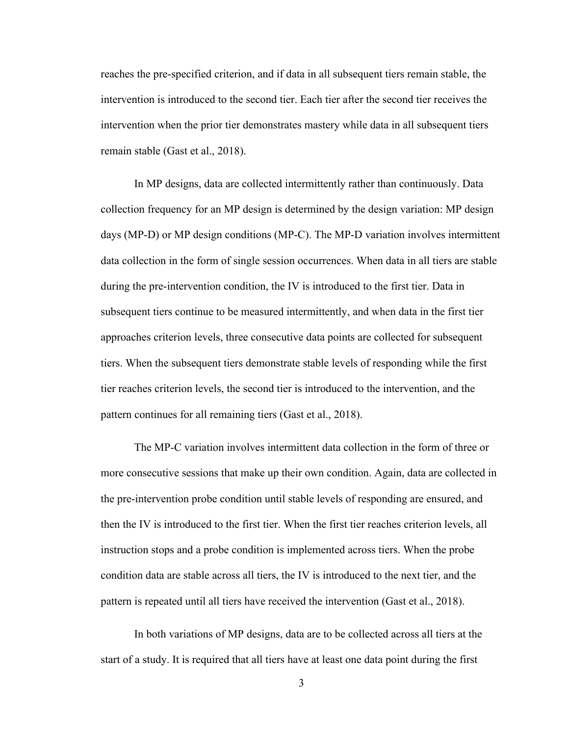reaches the pre-specified criterion, and if data in all subsequent tiers remain stable, the intervention is introduced to the second tier. Each tier after the second tier receives the intervention when the prior tier demonstrates mastery while data in all subsequent tiers remain stable (Gast et al., 2018).

In MP designs, data are collected intermittently rather than continuously. Data collection frequency for an MP design is determined by the design variation: MP design days (MP-D) or MP design conditions (MP-C). The MP-D variation involves intermittent data collection in the form of single session occurrences. When data in all tiers are stable during the pre-intervention condition, the IV is introduced to the first tier. Data in subsequent tiers continue to be measured intermittently, and when data in the first tier approaches criterion levels, three consecutive data points are collected for subsequent tiers. When the subsequent tiers demonstrate stable levels of responding while the first tier reaches criterion levels, the second tier is introduced to the intervention, and the pattern continues for all remaining tiers (Gast et al., 2018).

The MP-C variation involves intermittent data collection in the form of three or more consecutive sessions that make up their own condition. Again, data are collected in the pre-intervention probe condition until stable levels of responding are ensured, and then the IV is introduced to the first tier. When the first tier reaches criterion levels, all instruction stops and a probe condition is implemented across tiers. When the probe condition data are stable across all tiers, the IV is introduced to the next tier, and the pattern is repeated until all tiers have received the intervention (Gast et al., 2018).

In both variations of MP designs, data are to be collected across all tiers at the start of a study. It is required that all tiers have at least one data point during the first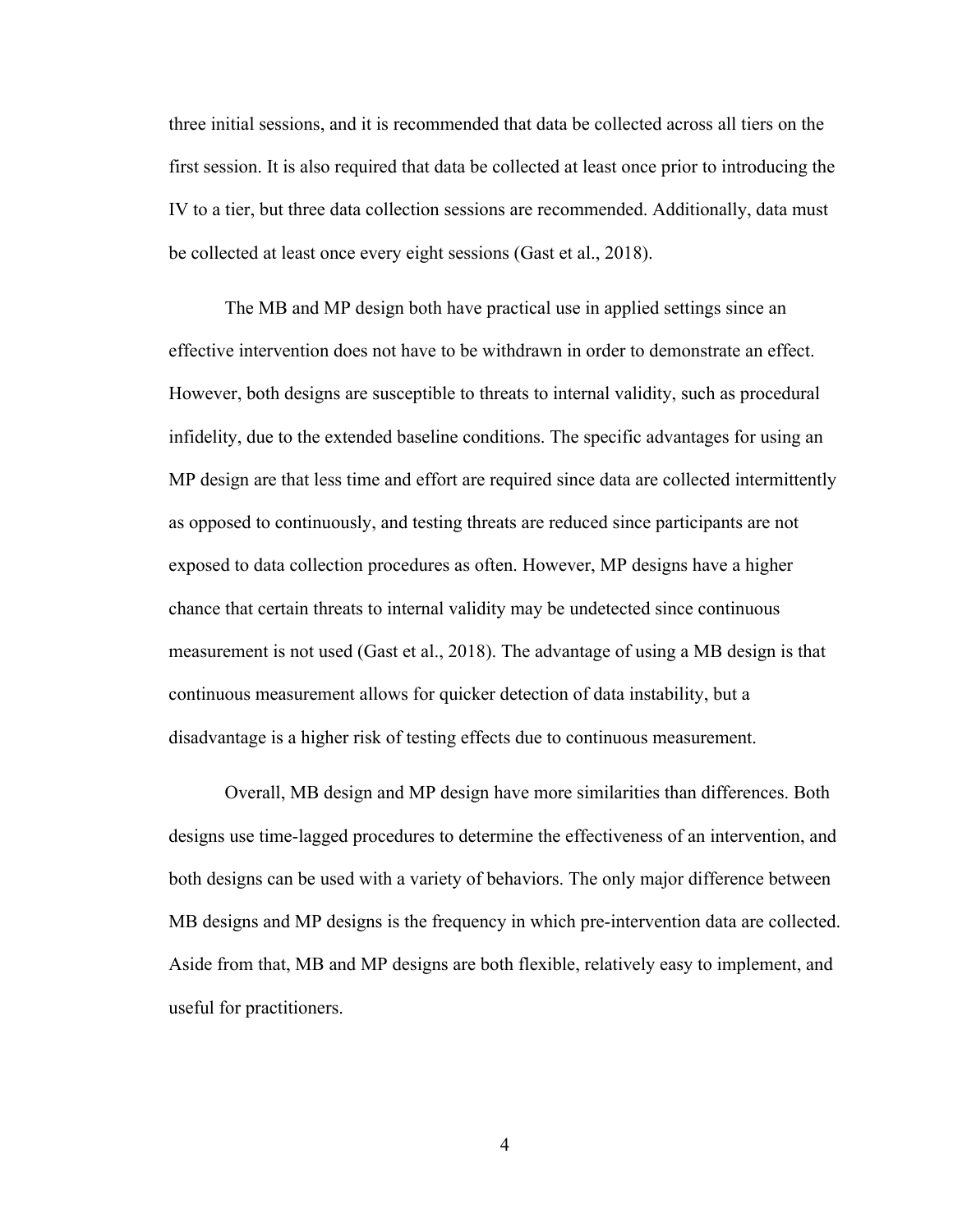three initial sessions, and it is recommended that data be collected across all tiers on the first session. It is also required that data be collected at least once prior to introducing the IV to a tier, but three data collection sessions are recommended. Additionally, data must be collected at least once every eight sessions (Gast et al., 2018).

The MB and MP design both have practical use in applied settings since an effective intervention does not have to be withdrawn in order to demonstrate an effect. However, both designs are susceptible to threats to internal validity, such as procedural infidelity, due to the extended baseline conditions. The specific advantages for using an MP design are that less time and effort are required since data are collected intermittently as opposed to continuously, and testing threats are reduced since participants are not exposed to data collection procedures as often. However, MP designs have a higher chance that certain threats to internal validity may be undetected since continuous measurement is not used (Gast et al., 2018). The advantage of using a MB design is that continuous measurement allows for quicker detection of data instability, but a disadvantage is a higher risk of testing effects due to continuous measurement.

Overall, MB design and MP design have more similarities than differences. Both designs use time-lagged procedures to determine the effectiveness of an intervention, and both designs can be used with a variety of behaviors. The only major difference between MB designs and MP designs is the frequency in which pre-intervention data are collected. Aside from that, MB and MP designs are both flexible, relatively easy to implement, and useful for practitioners.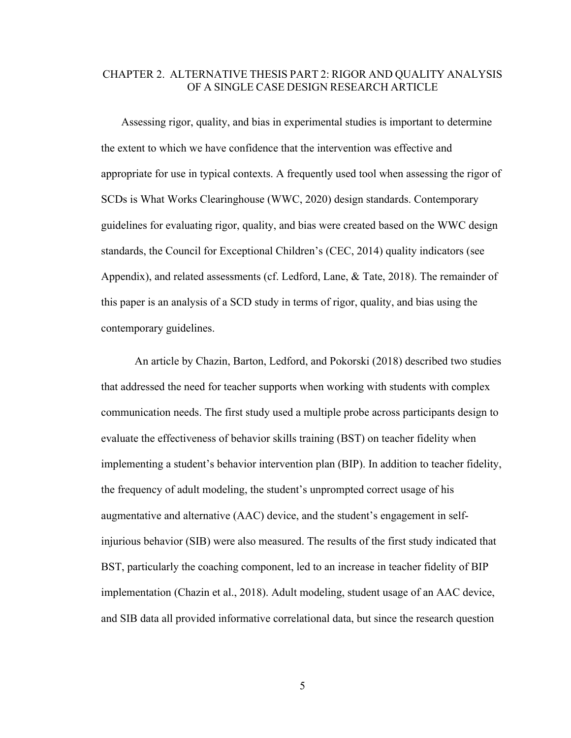# CHAPTER 2. ALTERNATIVE THESIS PART 2: RIGOR AND QUALITY ANALYSIS OF A SINGLE CASE DESIGN RESEARCH ARTICLE

Assessing rigor, quality, and bias in experimental studies is important to determine the extent to which we have confidence that the intervention was effective and appropriate for use in typical contexts. A frequently used tool when assessing the rigor of SCDs is What Works Clearinghouse (WWC, 2020) design standards. Contemporary guidelines for evaluating rigor, quality, and bias were created based on the WWC design standards, the Council for Exceptional Children's (CEC, 2014) quality indicators (see Appendix), and related assessments (cf. Ledford, Lane, & Tate, 2018). The remainder of this paper is an analysis of a SCD study in terms of rigor, quality, and bias using the contemporary guidelines.

An article by Chazin, Barton, Ledford, and Pokorski (2018) described two studies that addressed the need for teacher supports when working with students with complex communication needs. The first study used a multiple probe across participants design to evaluate the effectiveness of behavior skills training (BST) on teacher fidelity when implementing a student's behavior intervention plan (BIP). In addition to teacher fidelity, the frequency of adult modeling, the student's unprompted correct usage of his augmentative and alternative (AAC) device, and the student's engagement in self-injurious behavior (SIB) were also measured. The results of the first study indicated that BST, particularly the coaching component, led to an increase in teacher fidelity of BIP implementation (Chazin et al., 2018). Adult modeling, student usage of an AAC device, and SIB data all provided informative correlational data, but since the research question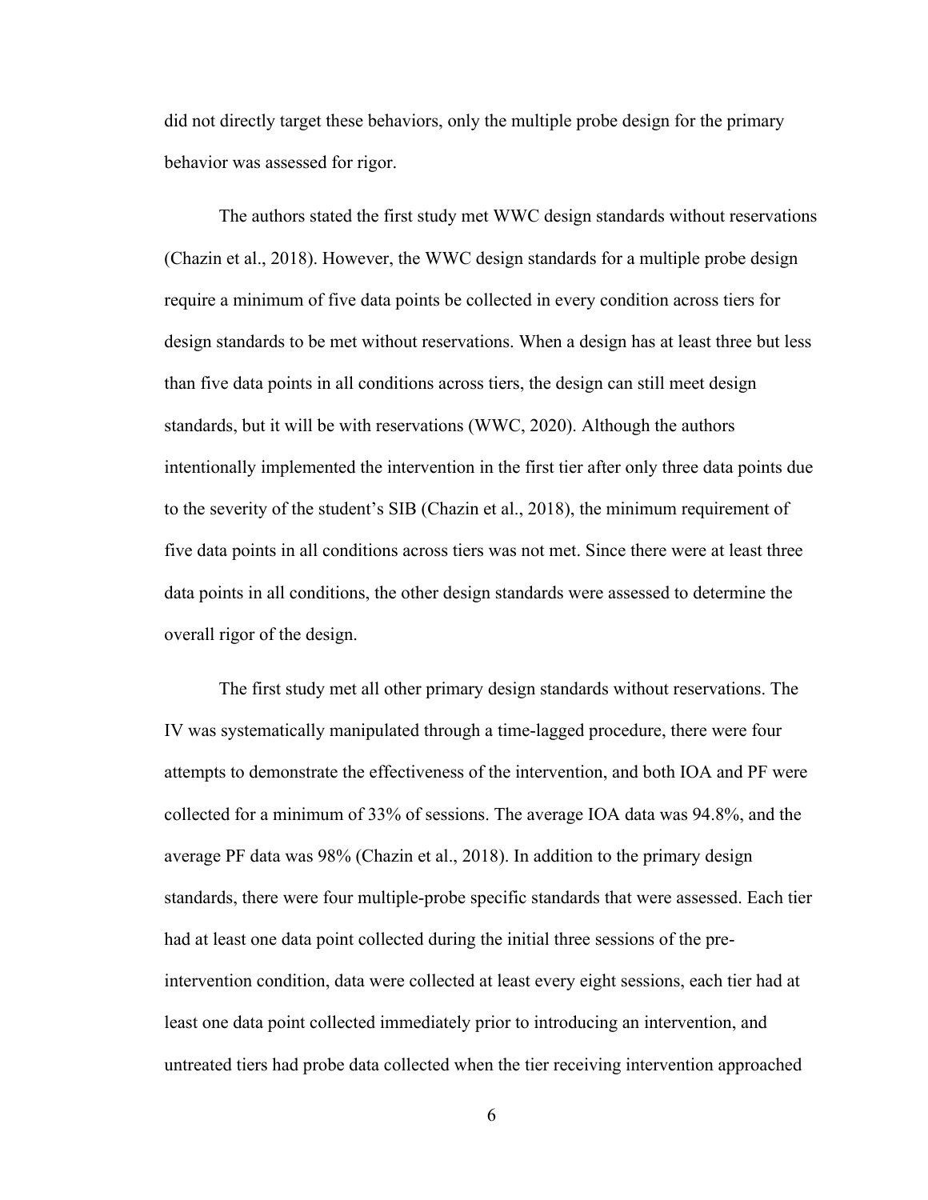did not directly target these behaviors, only the multiple probe design for the primary behavior was assessed for rigor.

The authors stated the first study met WWC design standards without reservations (Chazin et al., 2018). However, the WWC design standards for a multiple probe design require a minimum of five data points be collected in every condition across tiers for design standards to be met without reservations. When a design has at least three but less than five data points in all conditions across tiers, the design can still meet design standards, but it will be with reservations (WWC, 2020). Although the authors intentionally implemented the intervention in the first tier after only three data points due to the severity of the student's SIB (Chazin et al., 2018), the minimum requirement of five data points in all conditions across tiers was not met. Since there were at least three data points in all conditions, the other design standards were assessed to determine the overall rigor of the design.

The first study met all other primary design standards without reservations. The IV was systematically manipulated through a time-lagged procedure, there were four attempts to demonstrate the effectiveness of the intervention, and both IOA and PF were collected for a minimum of 33% of sessions. The average IOA data was 94.8%, and the average PF data was 98% (Chazin et al., 2018). In addition to the primary design standards, there were four multiple-probe specific standards that were assessed. Each tier had at least one data point collected during the initial three sessions of the pre-intervention condition, data were collected at least every eight sessions, each tier had at least one data point collected immediately prior to introducing an intervention, and untreated tiers had probe data collected when the tier receiving intervention approached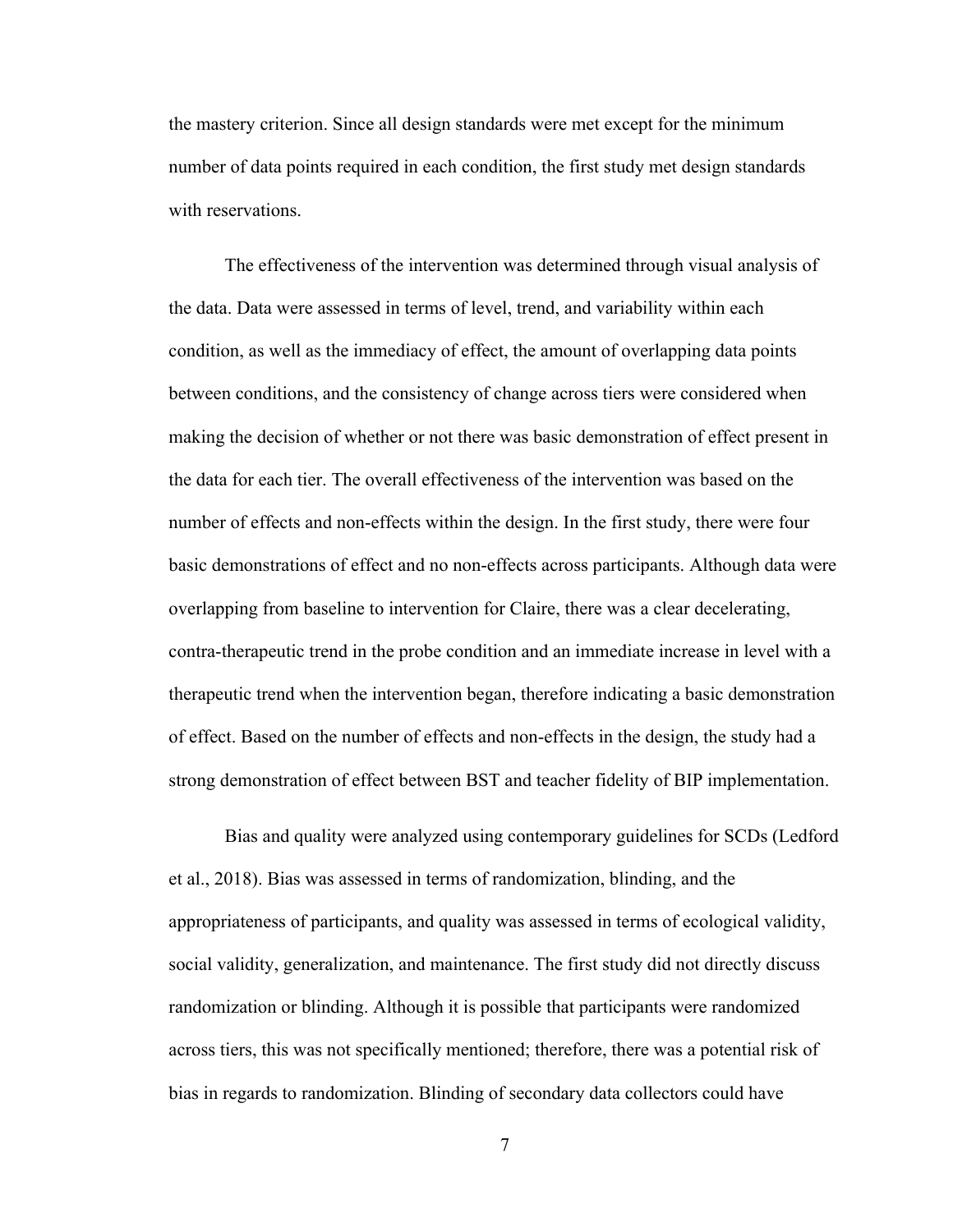the mastery criterion. Since all design standards were met except for the minimum number of data points required in each condition, the first study met design standards with reservations.

The effectiveness of the intervention was determined through visual analysis of the data. Data were assessed in terms of level, trend, and variability within each condition, as well as the immediacy of effect, the amount of overlapping data points between conditions, and the consistency of change across tiers were considered when making the decision of whether or not there was basic demonstration of effect present in the data for each tier. The overall effectiveness of the intervention was based on the number of effects and non-effects within the design. In the first study, there were four basic demonstrations of effect and no non-effects across participants. Although data were overlapping from baseline to intervention for Claire, there was a clear decelerating, contra-therapeutic trend in the probe condition and an immediate increase in level with a therapeutic trend when the intervention began, therefore indicating a basic demonstration of effect. Based on the number of effects and non-effects in the design, the study had a strong demonstration of effect between BST and teacher fidelity of BIP implementation.

Bias and quality were analyzed using contemporary guidelines for SCDs (Ledford et al., 2018). Bias was assessed in terms of randomization, blinding, and the appropriateness of participants, and quality was assessed in terms of ecological validity, social validity, generalization, and maintenance. The first study did not directly discuss randomization or blinding. Although it is possible that participants were randomized across tiers, this was not specifically mentioned; therefore, there was a potential risk of bias in regards to randomization. Blinding of secondary data collectors could have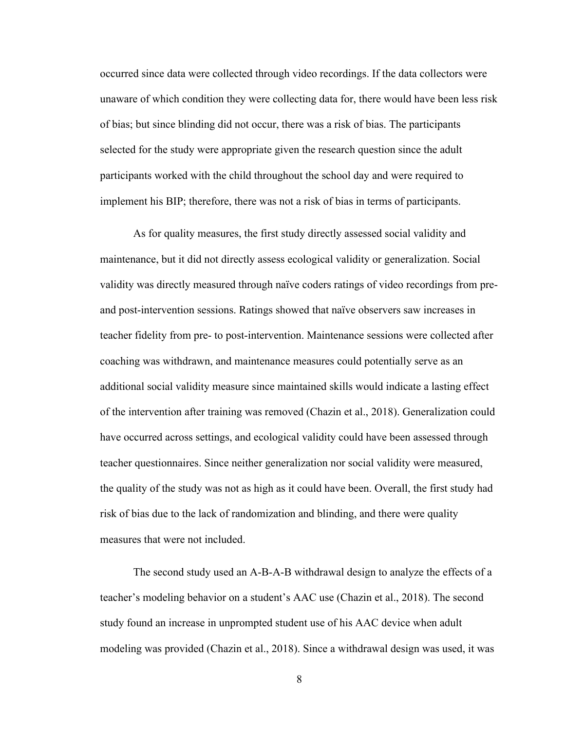occurred since data were collected through video recordings. If the data collectors were unaware of which condition they were collecting data for, there would have been less risk of bias; but since blinding did not occur, there was a risk of bias. The participants selected for the study were appropriate given the research question since the adult participants worked with the child throughout the school day and were required to implement his BIP; therefore, there was not a risk of bias in terms of participants.

As for quality measures, the first study directly assessed social validity and maintenance, but it did not directly assess ecological validity or generalization. Social validity was directly measured through naïve coders ratings of video recordings from pre- and post-intervention sessions. Ratings showed that naïve observers saw increases in teacher fidelity from pre- to post-intervention. Maintenance sessions were collected after coaching was withdrawn, and maintenance measures could potentially serve as an additional social validity measure since maintained skills would indicate a lasting effect of the intervention after training was removed (Chazin et al., 2018). Generalization could have occurred across settings, and ecological validity could have been assessed through teacher questionnaires. Since neither generalization nor social validity were measured, the quality of the study was not as high as it could have been. Overall, the first study had risk of bias due to the lack of randomization and blinding, and there were quality measures that were not included.

The second study used an A-B-A-B withdrawal design to analyze the effects of a teacher's modeling behavior on a student's AAC use (Chazin et al., 2018). The second study found an increase in unprompted student use of his AAC device when adult modeling was provided (Chazin et al., 2018). Since a withdrawal design was used, it was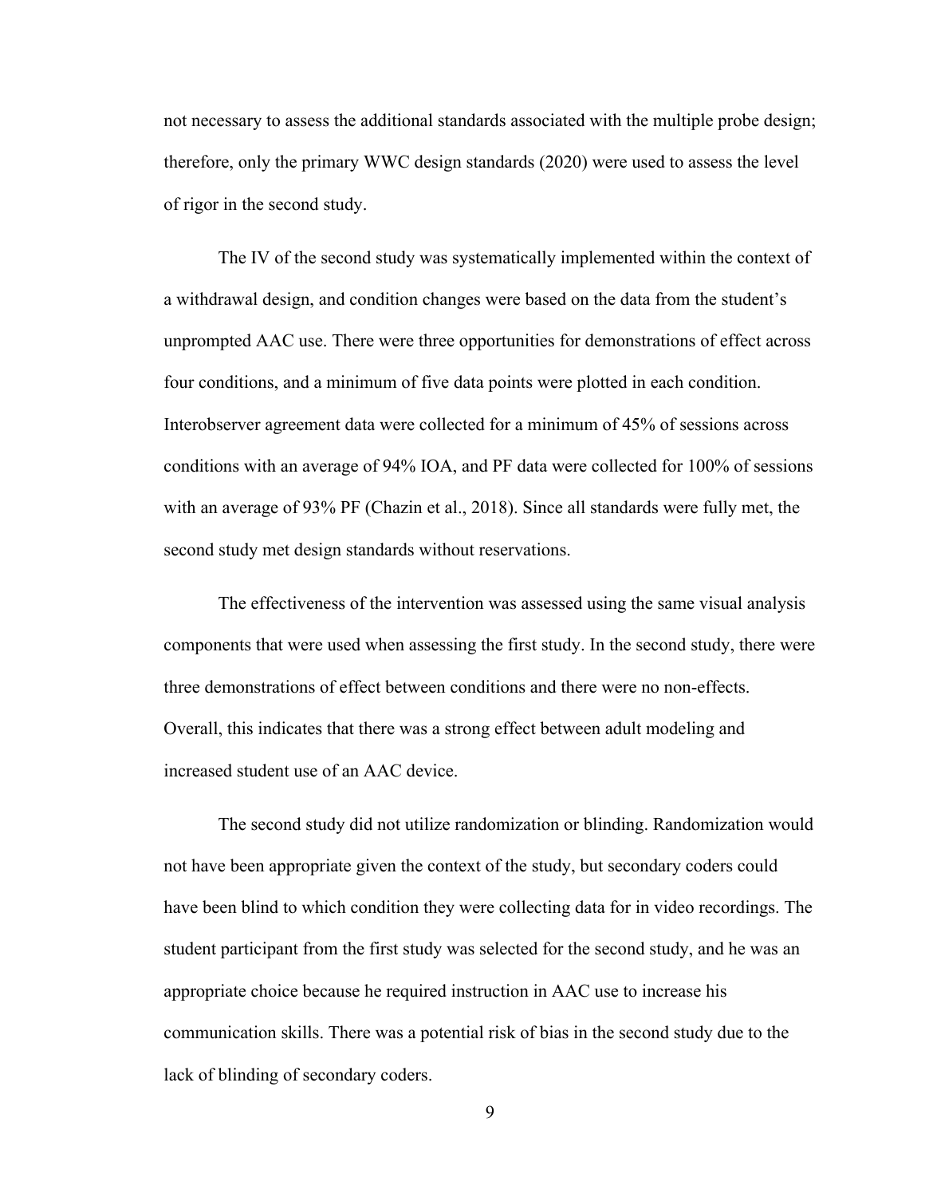not necessary to assess the additional standards associated with the multiple probe design; therefore, only the primary WWC design standards (2020) were used to assess the level of rigor in the second study.

The IV of the second study was systematically implemented within the context of a withdrawal design, and condition changes were based on the data from the student's unprompted AAC use. There were three opportunities for demonstrations of effect across four conditions, and a minimum of five data points were plotted in each condition. Interobserver agreement data were collected for a minimum of 45% of sessions across conditions with an average of 94% IOA, and PF data were collected for 100% of sessions with an average of 93% PF (Chazin et al., 2018). Since all standards were fully met, the second study met design standards without reservations.

The effectiveness of the intervention was assessed using the same visual analysis components that were used when assessing the first study. In the second study, there were three demonstrations of effect between conditions and there were no non-effects. Overall, this indicates that there was a strong effect between adult modeling and increased student use of an AAC device.

The second study did not utilize randomization or blinding. Randomization would not have been appropriate given the context of the study, but secondary coders could have been blind to which condition they were collecting data for in video recordings. The student participant from the first study was selected for the second study, and he was an appropriate choice because he required instruction in AAC use to increase his communication skills. There was a potential risk of bias in the second study due to the lack of blinding of secondary coders.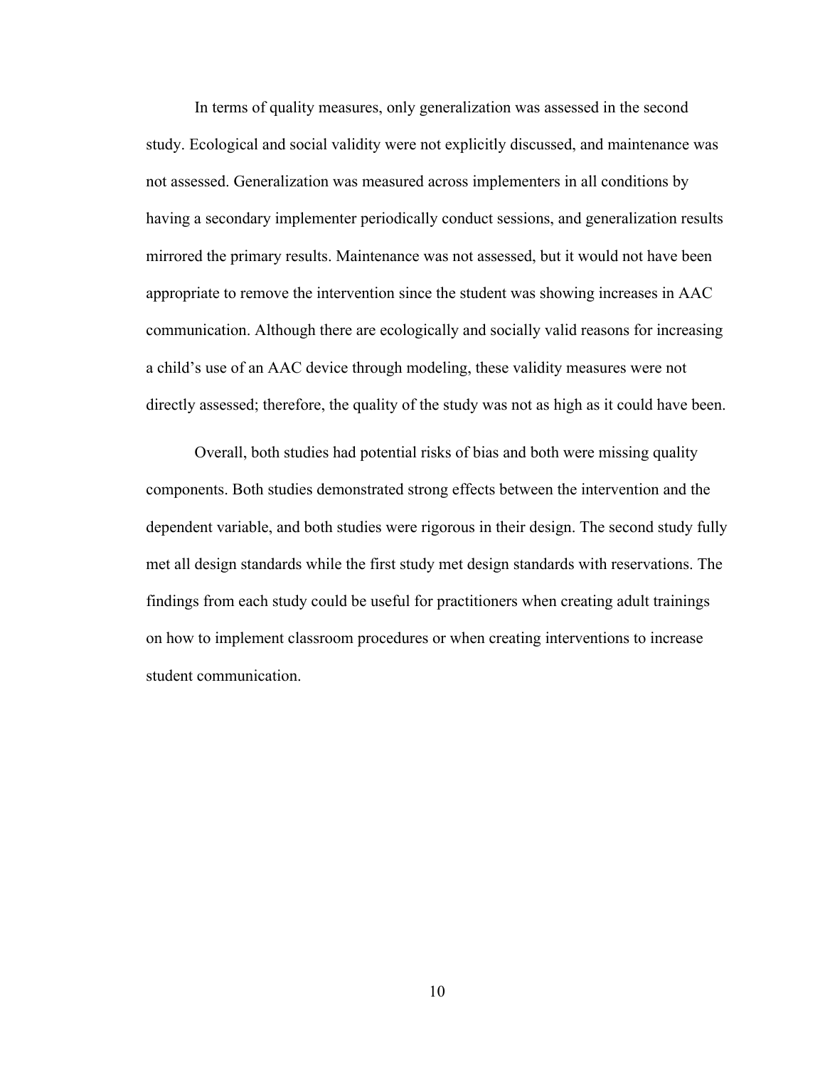In terms of quality measures, only generalization was assessed in the second study. Ecological and social validity were not explicitly discussed, and maintenance was not assessed. Generalization was measured across implementers in all conditions by having a secondary implementer periodically conduct sessions, and generalization results mirrored the primary results. Maintenance was not assessed, but it would not have been appropriate to remove the intervention since the student was showing increases in AAC communication. Although there are ecologically and socially valid reasons for increasing a child's use of an AAC device through modeling, these validity measures were not directly assessed; therefore, the quality of the study was not as high as it could have been.

Overall, both studies had potential risks of bias and both were missing quality components. Both studies demonstrated strong effects between the intervention and the dependent variable, and both studies were rigorous in their design. The second study fully met all design standards while the first study met design standards with reservations. The findings from each study could be useful for practitioners when creating adult trainings on how to implement classroom procedures or when creating interventions to increase student communication.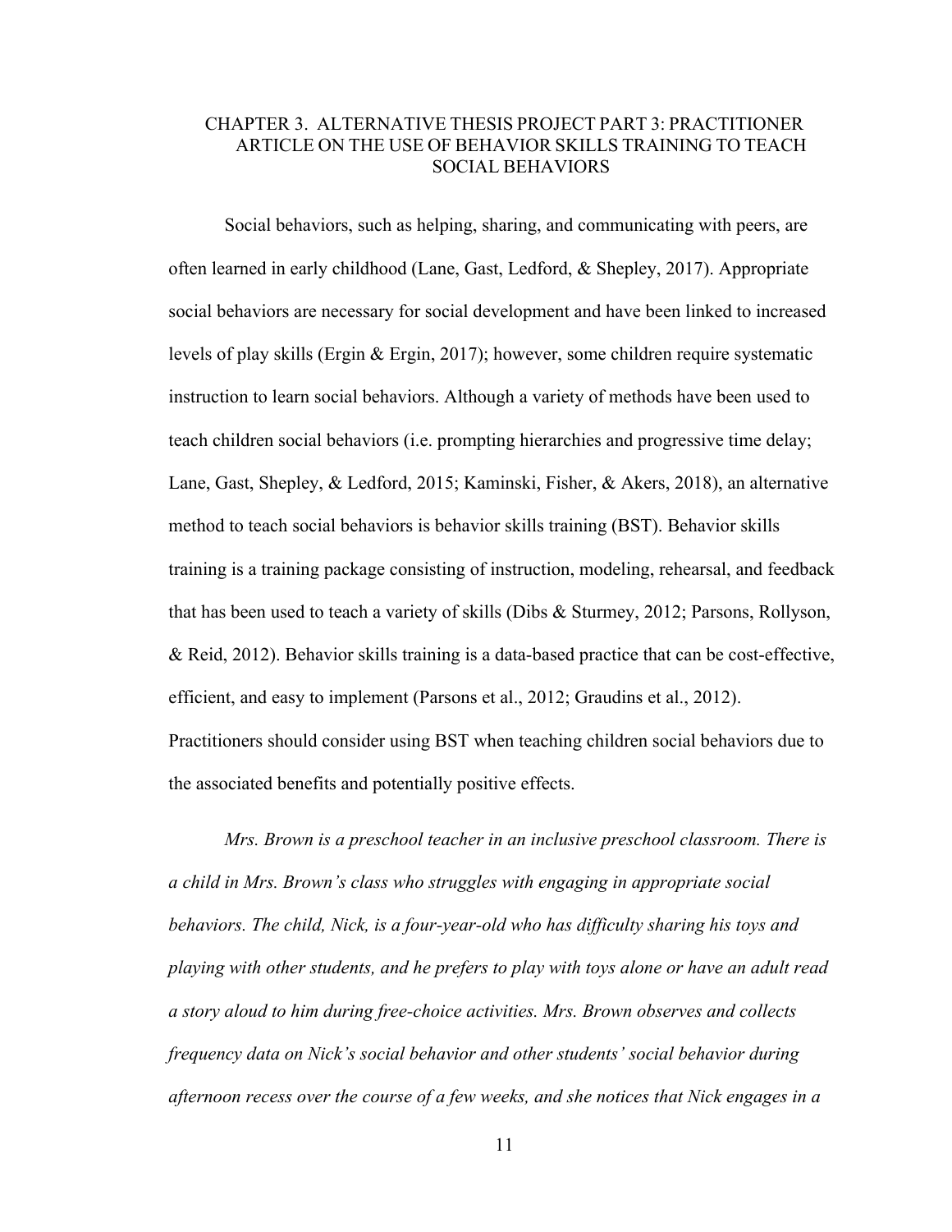# CHAPTER 3. ALTERNATIVE THESIS PROJECT PART 3: PRACTITIONER ARTICLE ON THE USE OF BEHAVIOR SKILLS TRAINING TO TEACH SOCIAL BEHAVIORS

Social behaviors, such as helping, sharing, and communicating with peers, are often learned in early childhood (Lane, Gast, Ledford, & Shepley, 2017). Appropriate social behaviors are necessary for social development and have been linked to increased levels of play skills (Ergin & Ergin, 2017); however, some children require systematic instruction to learn social behaviors. Although a variety of methods have been used to teach children social behaviors (i.e. prompting hierarchies and progressive time delay; Lane, Gast, Shepley, & Ledford, 2015; Kaminski, Fisher, & Akers, 2018), an alternative method to teach social behaviors is behavior skills training (BST). Behavior skills training is a training package consisting of instruction, modeling, rehearsal, and feedback that has been used to teach a variety of skills (Dibs & Sturmey, 2012; Parsons, Rollyson, & Reid, 2012). Behavior skills training is a data-based practice that can be cost-effective, efficient, and easy to implement (Parsons et al., 2012; Graudins et al., 2012). Practitioners should consider using BST when teaching children social behaviors due to the associated benefits and potentially positive effects.

*Mrs. Brown is a preschool teacher in an inclusive preschool classroom. There is a child in Mrs. Brown's class who struggles with engaging in appropriate social behaviors. The child, Nick, is a four-year-old who has difficulty sharing his toys and playing with other students, and he prefers to play with toys alone or have an adult read a story aloud to him during free-choice activities. Mrs. Brown observes and collects frequency data on Nick's social behavior and other students' social behavior during afternoon recess over the course of a few weeks, and she notices that Nick engages in a*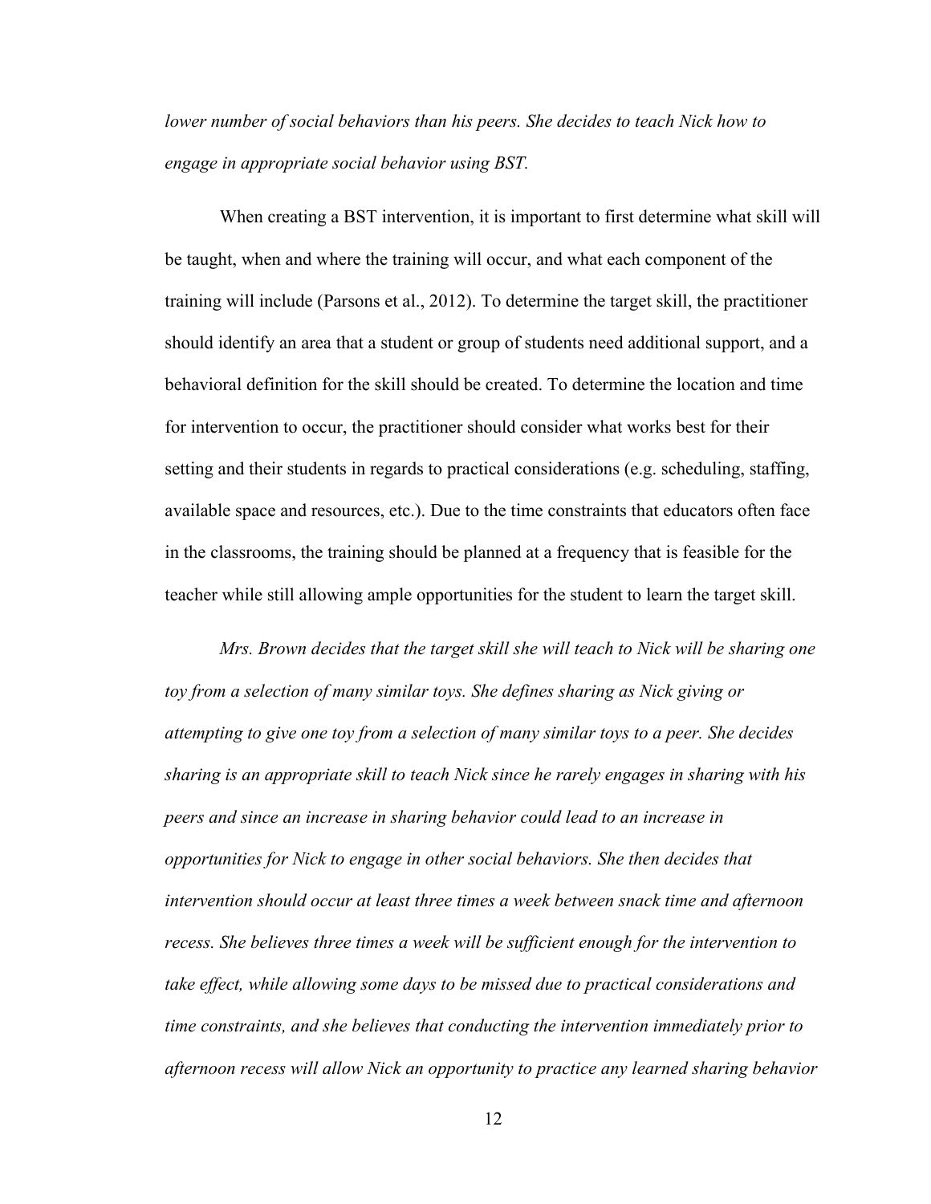*lower number of social behaviors than his peers. She decides to teach Nick how to engage in appropriate social behavior using BST.*

When creating a BST intervention, it is important to first determine what skill will be taught, when and where the training will occur, and what each component of the training will include (Parsons et al., 2012). To determine the target skill, the practitioner should identify an area that a student or group of students need additional support, and a behavioral definition for the skill should be created. To determine the location and time for intervention to occur, the practitioner should consider what works best for their setting and their students in regards to practical considerations (e.g. scheduling, staffing, available space and resources, etc.). Due to the time constraints that educators often face in the classrooms, the training should be planned at a frequency that is feasible for the teacher while still allowing ample opportunities for the student to learn the target skill.

*Mrs. Brown decides that the target skill she will teach to Nick will be sharing one toy from a selection of many similar toys. She defines sharing as Nick giving or attempting to give one toy from a selection of many similar toys to a peer. She decides sharing is an appropriate skill to teach Nick since he rarely engages in sharing with his peers and since an increase in sharing behavior could lead to an increase in opportunities for Nick to engage in other social behaviors. She then decides that intervention should occur at least three times a week between snack time and afternoon recess. She believes three times a week will be sufficient enough for the intervention to take effect, while allowing some days to be missed due to practical considerations and time constraints, and she believes that conducting the intervention immediately prior to afternoon recess will allow Nick an opportunity to practice any learned sharing behavior*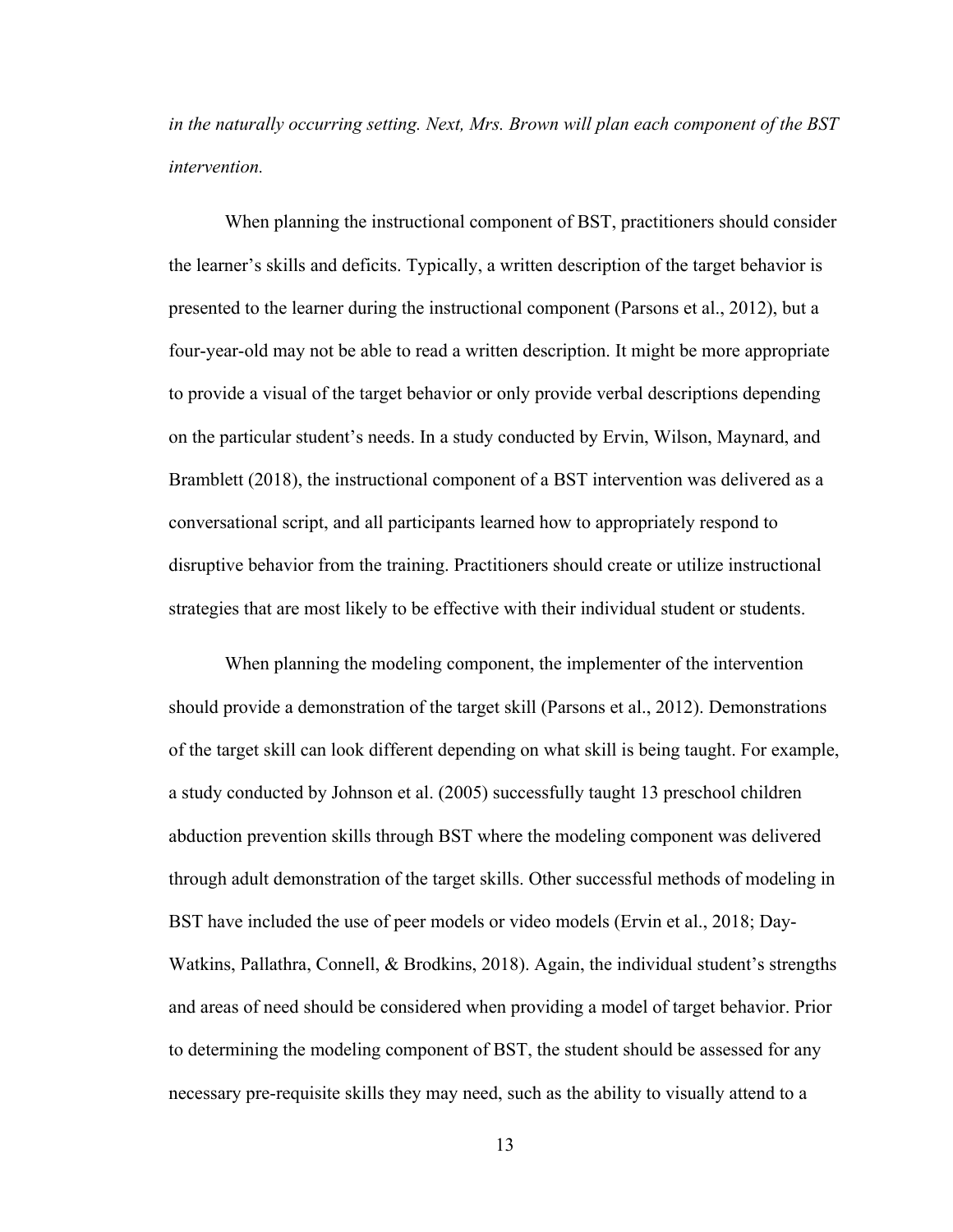*in the naturally occurring setting. Next, Mrs. Brown will plan each component of the BST intervention.*

When planning the instructional component of BST, practitioners should consider the learner's skills and deficits. Typically, a written description of the target behavior is presented to the learner during the instructional component (Parsons et al., 2012), but a four-year-old may not be able to read a written description. It might be more appropriate to provide a visual of the target behavior or only provide verbal descriptions depending on the particular student's needs. In a study conducted by Ervin, Wilson, Maynard, and Bramblett (2018), the instructional component of a BST intervention was delivered as a conversational script, and all participants learned how to appropriately respond to disruptive behavior from the training. Practitioners should create or utilize instructional strategies that are most likely to be effective with their individual student or students.

When planning the modeling component, the implementer of the intervention should provide a demonstration of the target skill (Parsons et al., 2012). Demonstrations of the target skill can look different depending on what skill is being taught. For example, a study conducted by Johnson et al. (2005) successfully taught 13 preschool children abduction prevention skills through BST where the modeling component was delivered through adult demonstration of the target skills. Other successful methods of modeling in BST have included the use of peer models or video models (Ervin et al., 2018; Day-Watkins, Pallathra, Connell, & Brodkins, 2018). Again, the individual student's strengths and areas of need should be considered when providing a model of target behavior. Prior to determining the modeling component of BST, the student should be assessed for any necessary pre-requisite skills they may need, such as the ability to visually attend to a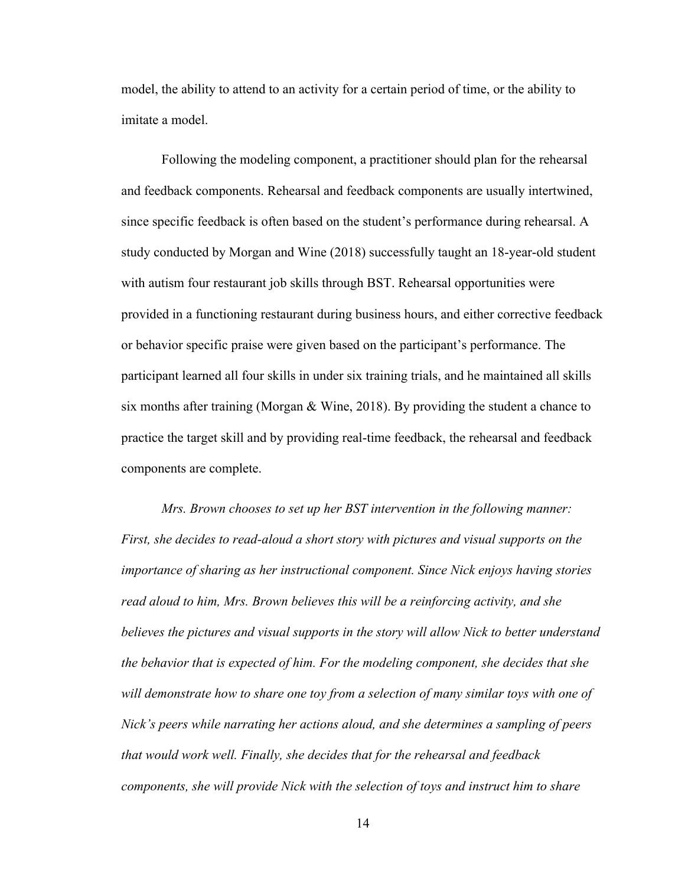model, the ability to attend to an activity for a certain period of time, or the ability to imitate a model.

Following the modeling component, a practitioner should plan for the rehearsal and feedback components. Rehearsal and feedback components are usually intertwined, since specific feedback is often based on the student's performance during rehearsal. A study conducted by Morgan and Wine (2018) successfully taught an 18-year-old student with autism four restaurant job skills through BST. Rehearsal opportunities were provided in a functioning restaurant during business hours, and either corrective feedback or behavior specific praise were given based on the participant's performance. The participant learned all four skills in under six training trials, and he maintained all skills six months after training (Morgan & Wine, 2018). By providing the student a chance to practice the target skill and by providing real-time feedback, the rehearsal and feedback components are complete.

*Mrs. Brown chooses to set up her BST intervention in the following manner: First, she decides to read-aloud a short story with pictures and visual supports on the importance of sharing as her instructional component. Since Nick enjoys having stories read aloud to him, Mrs. Brown believes this will be a reinforcing activity, and she believes the pictures and visual supports in the story will allow Nick to better understand the behavior that is expected of him. For the modeling component, she decides that she will demonstrate how to share one toy from a selection of many similar toys with one of Nick's peers while narrating her actions aloud, and she determines a sampling of peers that would work well. Finally, she decides that for the rehearsal and feedback components, she will provide Nick with the selection of toys and instruct him to share*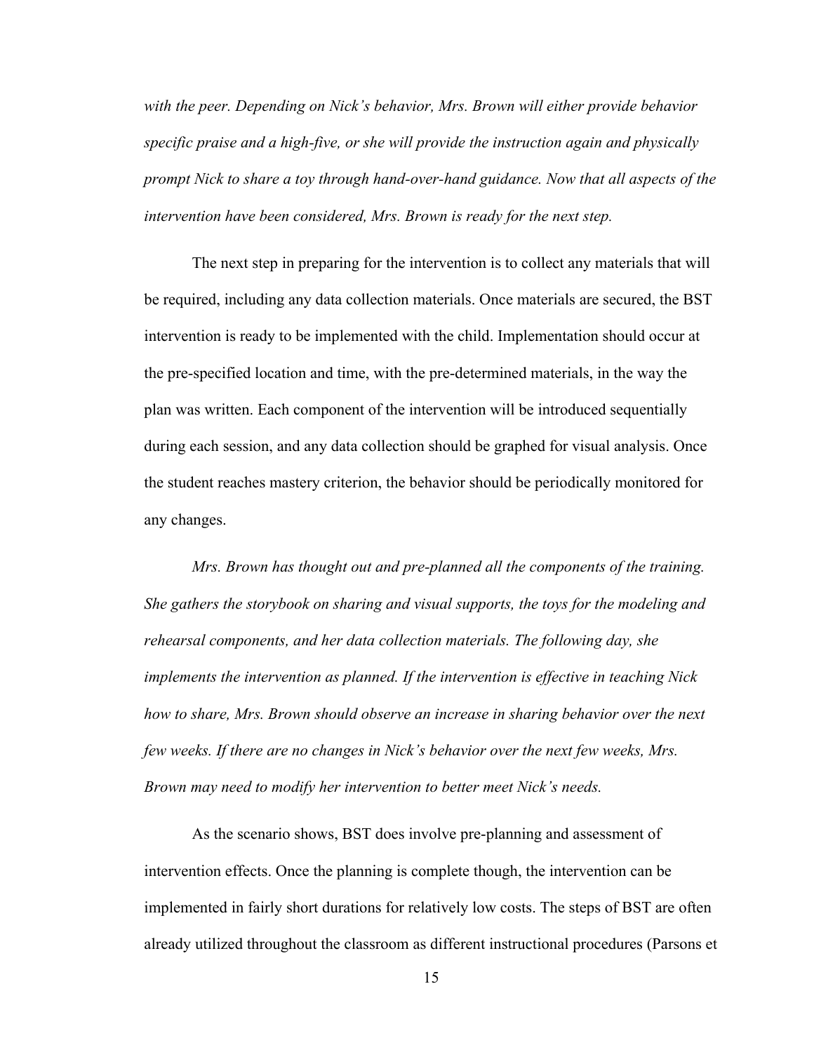*with the peer. Depending on Nick's behavior, Mrs. Brown will either provide behavior specific praise and a high-five, or she will provide the instruction again and physically prompt Nick to share a toy through hand-over-hand guidance. Now that all aspects of the intervention have been considered, Mrs. Brown is ready for the next step.*

The next step in preparing for the intervention is to collect any materials that will be required, including any data collection materials. Once materials are secured, the BST intervention is ready to be implemented with the child. Implementation should occur at the pre-specified location and time, with the pre-determined materials, in the way the plan was written. Each component of the intervention will be introduced sequentially during each session, and any data collection should be graphed for visual analysis. Once the student reaches mastery criterion, the behavior should be periodically monitored for any changes.

*Mrs. Brown has thought out and pre-planned all the components of the training. She gathers the storybook on sharing and visual supports, the toys for the modeling and rehearsal components, and her data collection materials. The following day, she implements the intervention as planned. If the intervention is effective in teaching Nick how to share, Mrs. Brown should observe an increase in sharing behavior over the next few weeks. If there are no changes in Nick's behavior over the next few weeks, Mrs. Brown may need to modify her intervention to better meet Nick's needs.*

As the scenario shows, BST does involve pre-planning and assessment of intervention effects. Once the planning is complete though, the intervention can be implemented in fairly short durations for relatively low costs. The steps of BST are often already utilized throughout the classroom as different instructional procedures (Parsons et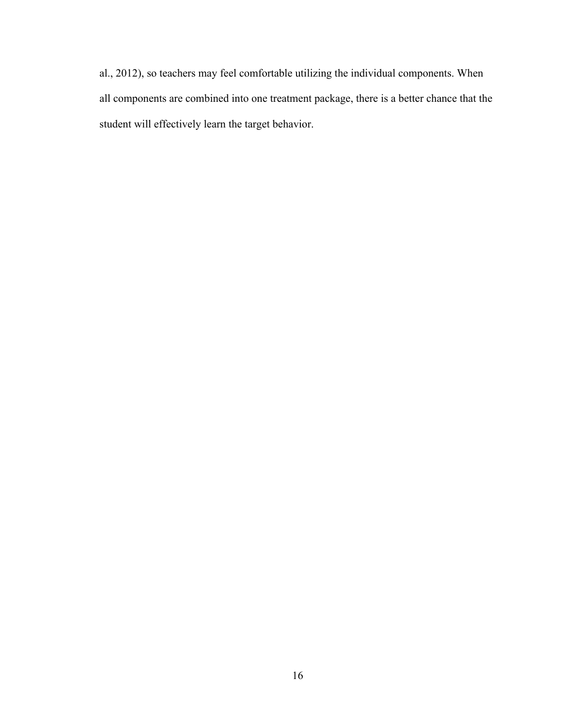al., 2012), so teachers may feel comfortable utilizing the individual components. When all components are combined into one treatment package, there is a better chance that the student will effectively learn the target behavior.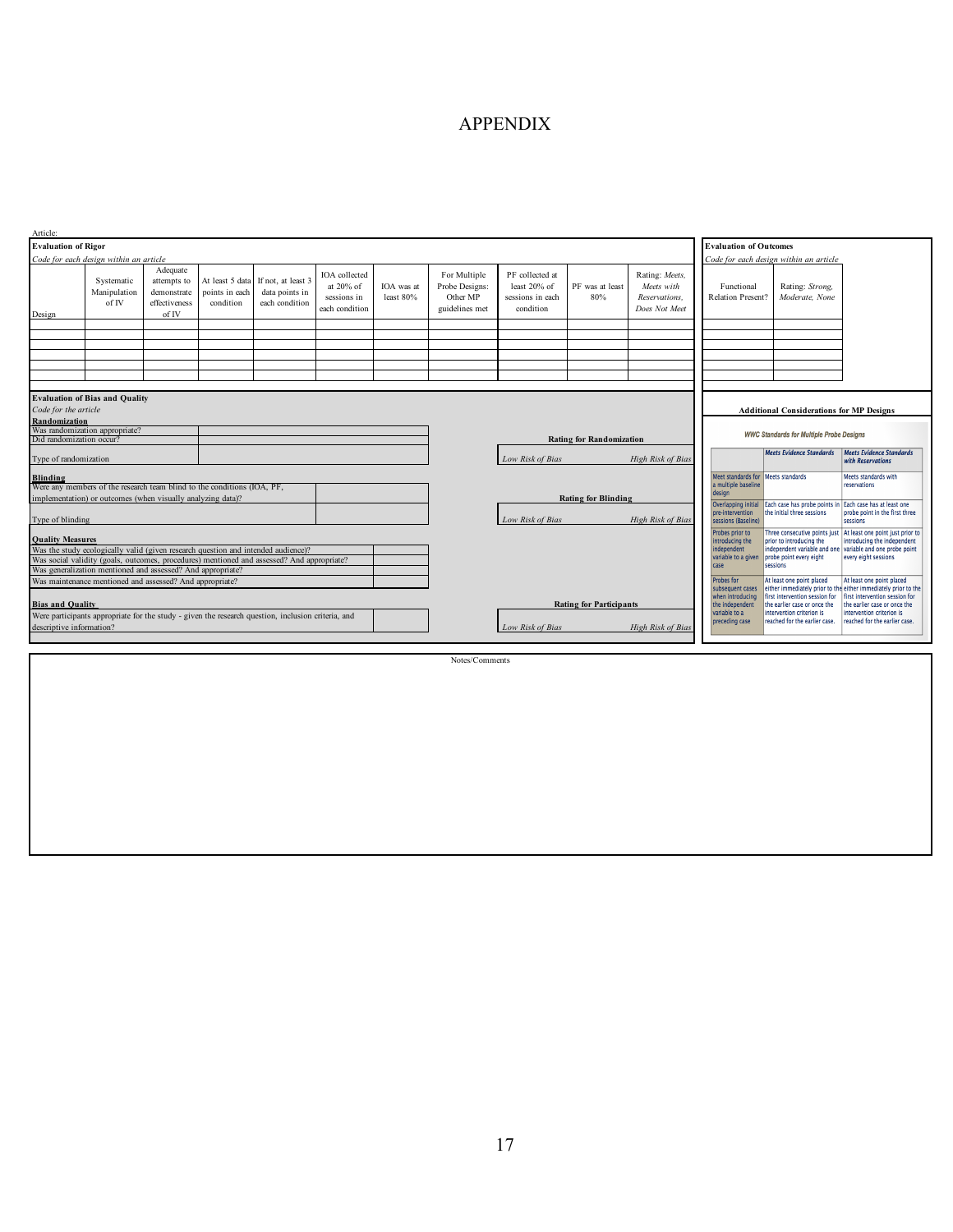# APPENDIX

Article:

**Evaluation of Rigor**

*Code for each design within an article*

| Design | Systematic Manipulation of IV | Adequate attempts to demonstrate effectiveness of IV | At least 5 data points in each condition | If not, at least 3 data points in each condition | IOA collected at 20% of sessions in each condition | IOA was at least 80% | For Multiple Probe Designs: Other MP guidelines met | PF collected at least 20% of sessions in each condition | PF was at least 80% | Rating: *Meets, Meets with Reservations, Does Not Meet* |
|---|---|---|---|---|---|---|---|---|---|---|
| | | | | | | | | | | |
| | | | | | | | | | | |
| | | | | | | | | | | |
| | | | | | | | | | | |
| | | | | | | | | | | |
| | | | | | | | | | | |

**Evaluation of Outcomes**

*Code for each design within an article*

| Functional Relation Present? | Rating: *Strong, Moderate, None* |
|---|---|
| | |
| | |
| | |
| | |
| | |
| | |

**Evaluation of Bias and Quality**

*Code for the article*

**Randomization**

| | |
|---|---|
| Was randomization appropriate? | |
| Did randomization occur? | |
| Type of randomization | |

**Rating for Randomization**

*Low Risk of Bias* — *High Risk of Bias*

**Blinding**

| | |
|---|---|
| Were any members of the research team blind to the conditions (IOA, PF, implementation) or outcomes (when visually analyzing data)? | |
| Type of blinding | |

**Rating for Blinding**

*Low Risk of Bias* — *High Risk of Bias*

**Quality Measures**

| | |
|---|---|
| Was the study ecologically valid (given research question and intended audience)? | |
| Was social validity (goals, outcomes, procedures) mentioned and assessed? And appropriate? | |
| Was generalization mentioned and assessed? And appropriate? | |
| Was maintenance mentioned and assessed? And appropriate? | |

**Bias and Quality**

| | |
|---|---|
| Were participants appropriate for the study - given the research question, inclusion criteria, and descriptive information? | |

**Rating for Participants**

*Low Risk of Bias* — *High Risk of Bias*

**Additional Considerations for MP Designs**

*WWC Standards for Multiple Probe Designs*

| | *Meets Evidence Standards* | *Meets Evidence Standards with Reservations* |
|---|---|---|
| Meet standards for a multiple baseline design | Meets standards | Meets standards with reservations |
| Overlapping initial pre-intervention sessions (Baseline) | Each case has probe points in the initial three sessions | Each case has at least one probe point in the first three sessions |
| Probes prior to introducing the independent variable to a given case | Three consecutive points just prior to introducing the independent variable and one probe point every eight sessions | At least one point just prior to introducing the independent variable and one probe point every eight sessions |
| Probes for subsequent cases when introducing the independent variable to a preceding case | At least one point placed either immediately prior to the first intervention session for the earlier case or once the intervention criterion is reached for the earlier case. | At least one point placed either immediately prior to the first intervention session for the earlier case or once the intervention criterion is reached for the earlier case. |

Notes/Comments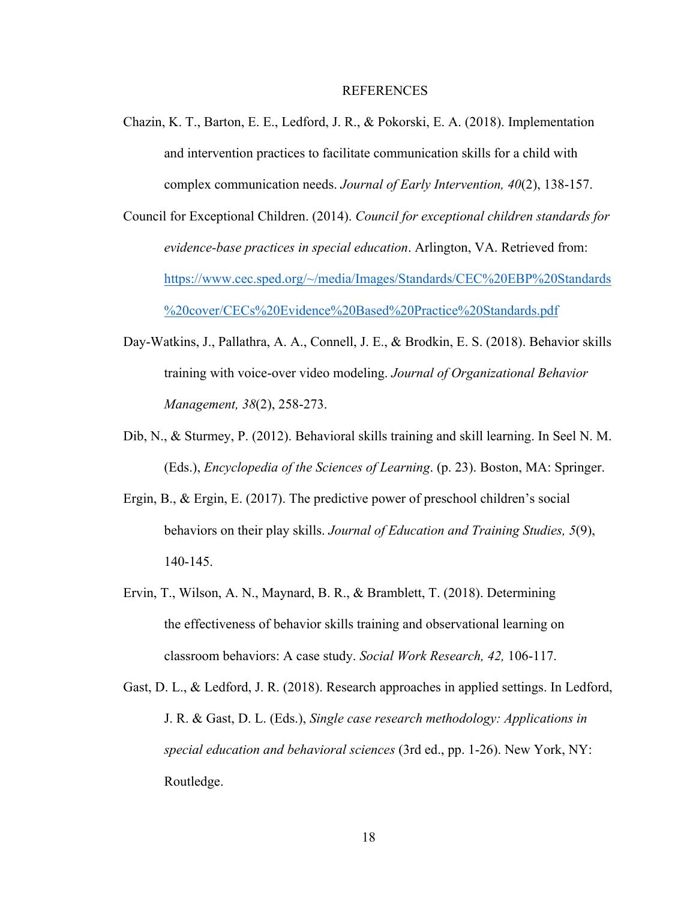# REFERENCES

Chazin, K. T., Barton, E. E., Ledford, J. R., & Pokorski, E. A. (2018). Implementation and intervention practices to facilitate communication skills for a child with complex communication needs. *Journal of Early Intervention, 40*(2), 138-157.

Council for Exceptional Children. (2014). *Council for exceptional children standards for evidence-base practices in special education*. Arlington, VA. Retrieved from: [https://www.cec.sped.org/~/media/Images/Standards/CEC%20EBP%20Standards%20cover/CECs%20Evidence%20Based%20Practice%20Standards.pdf](https://www.cec.sped.org/~/media/Images/Standards/CEC%20EBP%20Standards%20cover/CECs%20Evidence%20Based%20Practice%20Standards.pdf)

Day-Watkins, J., Pallathra, A. A., Connell, J. E., & Brodkin, E. S. (2018). Behavior skills training with voice-over video modeling. *Journal of Organizational Behavior Management, 38*(2), 258-273.

Dib, N., & Sturmey, P. (2012). Behavioral skills training and skill learning. In Seel N. M. (Eds.), *Encyclopedia of the Sciences of Learning*. (p. 23). Boston, MA: Springer.

Ergin, B., & Ergin, E. (2017). The predictive power of preschool children's social behaviors on their play skills. *Journal of Education and Training Studies, 5*(9), 140-145.

Ervin, T., Wilson, A. N., Maynard, B. R., & Bramblett, T. (2018). Determining the effectiveness of behavior skills training and observational learning on classroom behaviors: A case study. *Social Work Research, 42,* 106-117.

Gast, D. L., & Ledford, J. R. (2018). Research approaches in applied settings. In Ledford, J. R. & Gast, D. L. (Eds.), *Single case research methodology: Applications in special education and behavioral sciences* (3rd ed., pp. 1-26). New York, NY: Routledge.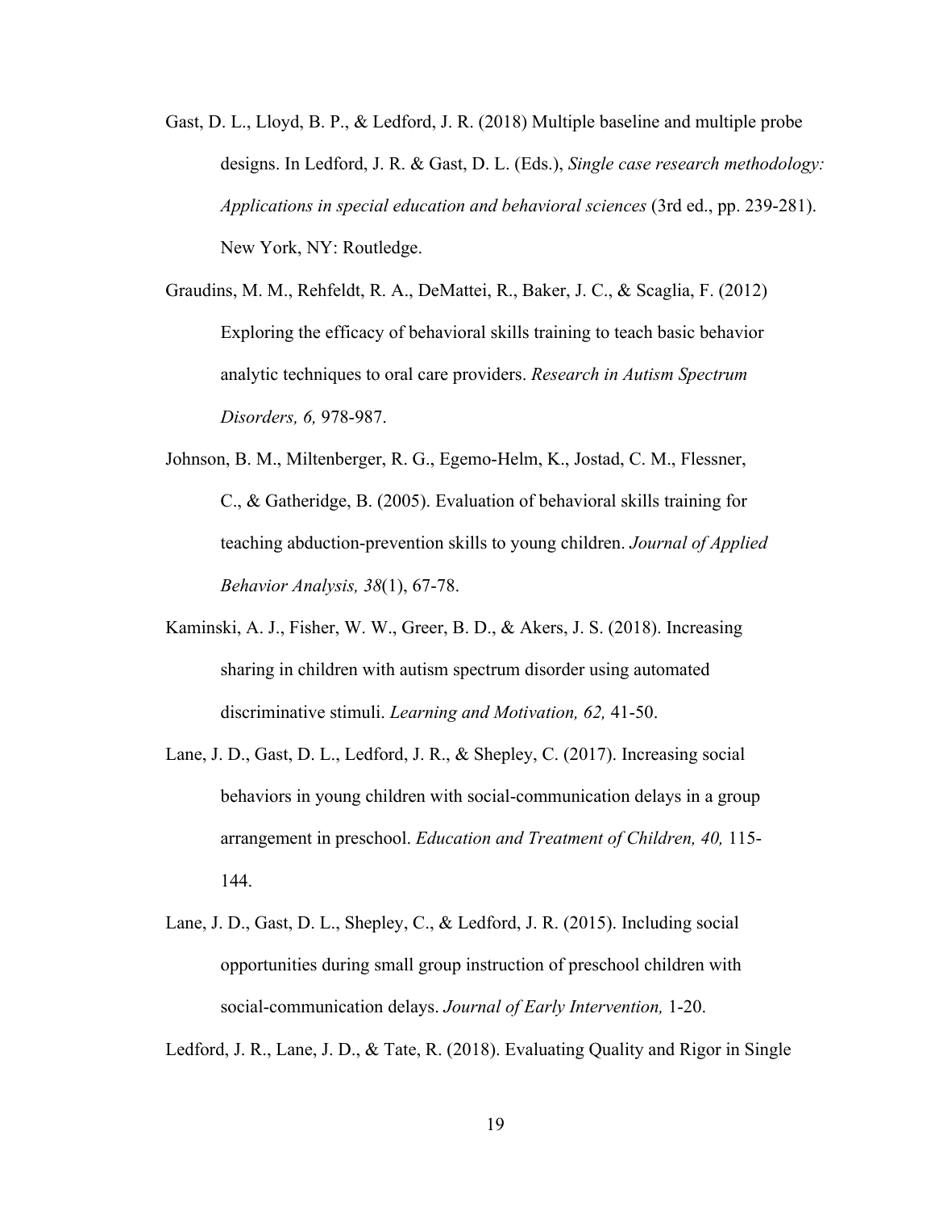Gast, D. L., Lloyd, B. P., & Ledford, J. R. (2018) Multiple baseline and multiple probe designs. In Ledford, J. R. & Gast, D. L. (Eds.), *Single case research methodology: Applications in special education and behavioral sciences* (3rd ed., pp. 239-281). New York, NY: Routledge.

Graudins, M. M., Rehfeldt, R. A., DeMattei, R., Baker, J. C., & Scaglia, F. (2012) Exploring the efficacy of behavioral skills training to teach basic behavior analytic techniques to oral care providers. *Research in Autism Spectrum Disorders, 6,* 978-987.

Johnson, B. M., Miltenberger, R. G., Egemo-Helm, K., Jostad, C. M., Flessner, C., & Gatheridge, B. (2005). Evaluation of behavioral skills training for teaching abduction-prevention skills to young children. *Journal of Applied Behavior Analysis, 38*(1), 67-78.

Kaminski, A. J., Fisher, W. W., Greer, B. D., & Akers, J. S. (2018). Increasing sharing in children with autism spectrum disorder using automated discriminative stimuli. *Learning and Motivation, 62,* 41-50.

Lane, J. D., Gast, D. L., Ledford, J. R., & Shepley, C. (2017). Increasing social behaviors in young children with social-communication delays in a group arrangement in preschool. *Education and Treatment of Children, 40,* 115-144.

Lane, J. D., Gast, D. L., Shepley, C., & Ledford, J. R. (2015). Including social opportunities during small group instruction of preschool children with social-communication delays. *Journal of Early Intervention,* 1-20.

Ledford, J. R., Lane, J. D., & Tate, R. (2018). Evaluating Quality and Rigor in Single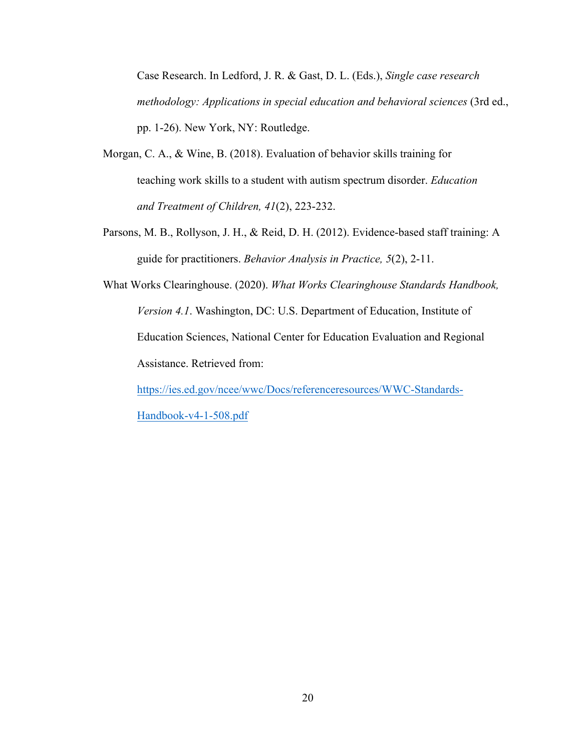Case Research. In Ledford, J. R. & Gast, D. L. (Eds.), *Single case research methodology: Applications in special education and behavioral sciences* (3rd ed., pp. 1-26). New York, NY: Routledge.

Morgan, C. A., & Wine, B. (2018). Evaluation of behavior skills training for teaching work skills to a student with autism spectrum disorder. *Education and Treatment of Children, 41*(2), 223-232.

Parsons, M. B., Rollyson, J. H., & Reid, D. H. (2012). Evidence-based staff training: A guide for practitioners. *Behavior Analysis in Practice, 5*(2), 2-11.

What Works Clearinghouse. (2020). *What Works Clearinghouse Standards Handbook, Version 4.1*. Washington, DC: U.S. Department of Education, Institute of Education Sciences, National Center for Education Evaluation and Regional Assistance. Retrieved from: https://ies.ed.gov/ncee/wwc/Docs/referenceresources/WWC-Standards-Handbook-v4-1-508.pdf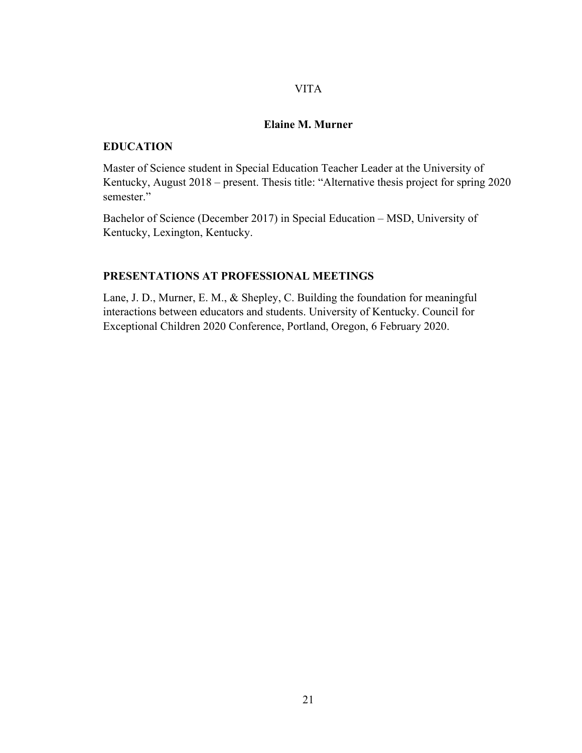# VITA

## Elaine M. Murner

### EDUCATION

Master of Science student in Special Education Teacher Leader at the University of Kentucky, August 2018 – present. Thesis title: "Alternative thesis project for spring 2020 semester."

Bachelor of Science (December 2017) in Special Education – MSD, University of Kentucky, Lexington, Kentucky.

### PRESENTATIONS AT PROFESSIONAL MEETINGS

Lane, J. D., Murner, E. M., & Shepley, C. Building the foundation for meaningful interactions between educators and students. University of Kentucky. Council for Exceptional Children 2020 Conference, Portland, Oregon, 6 February 2020.